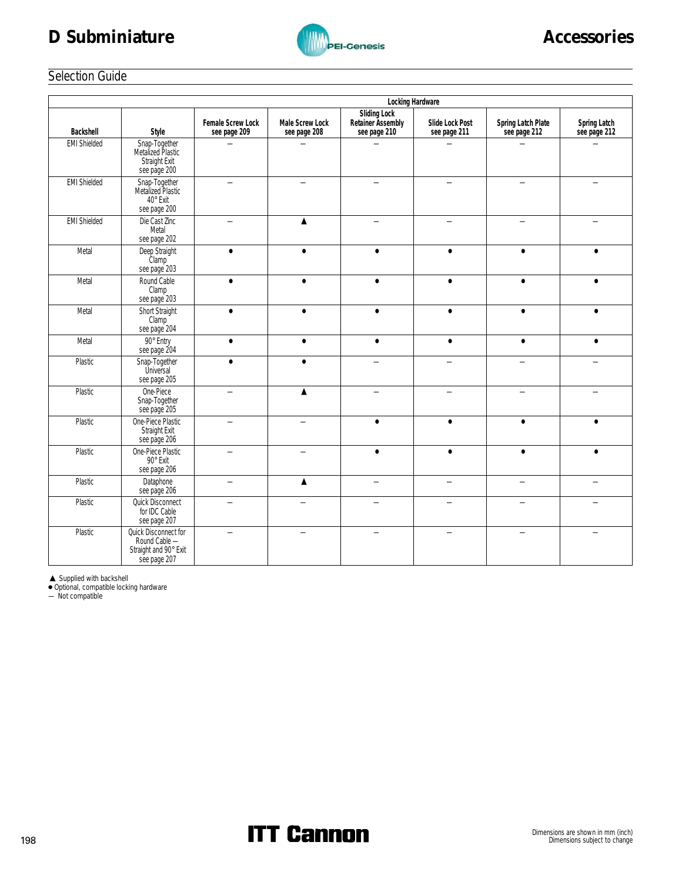# D Subminiature

# Accessories

## Selection Guide

| Backshell | Style | Locking Hardware | | | | | |
|---|---|---|---|---|---|---|---|
| | | Female Screw Lock see page 209 | Male Screw Lock see page 208 | Sliding Lock Retainer Assembly see page 210 | Slide Lock Post see page 211 | Spring Latch Plate see page 212 | Spring Latch see page 212 |
| EMI Shielded | Snap-Together Metalized Plastic Straight Exit see page 200 | – | – | – | – | – | – |
| EMI Shielded | Snap-Together Metalized Plastic 40° Exit see page 200 | – | – | – | – | – | – |
| EMI Shielded | Die Cast Zinc Metal see page 202 | – | ▲ | – | – | – | – |
| Metal | Deep Straight Clamp see page 203 | ● | ● | ● | ● | ● | ● |
| Metal | Round Cable Clamp see page 203 | ● | ● | ● | ● | ● | ● |
| Metal | Short Straight Clamp see page 204 | ● | ● | ● | ● | ● | ● |
| Metal | 90° Entry see page 204 | ● | ● | ● | ● | ● | ● |
| Plastic | Snap-Together Universal see page 205 | ● | ● | – | – | – | – |
| Plastic | One-Piece Snap-Together see page 205 | – | ▲ | – | – | – | – |
| Plastic | One-Piece Plastic Straight Exit see page 206 | – | – | ● | ● | ● | ● |
| Plastic | One-Piece Plastic 90° Exit see page 206 | – | – | ● | ● | ● | ● |
| Plastic | Dataphone see page 206 | – | ▲ | – | – | – | – |
| Plastic | Quick Disconnect for IDC Cable see page 207 | – | – | – | – | – | – |
| Plastic | Quick Disconnect for Round Cable – Straight and 90° Exit see page 207 | – | – | – | – | – | – |

▲ Supplied with backshell
● Optional, compatible locking hardware
– Not compatible

Dimensions are shown in mm (inch)
Dimensions subject to change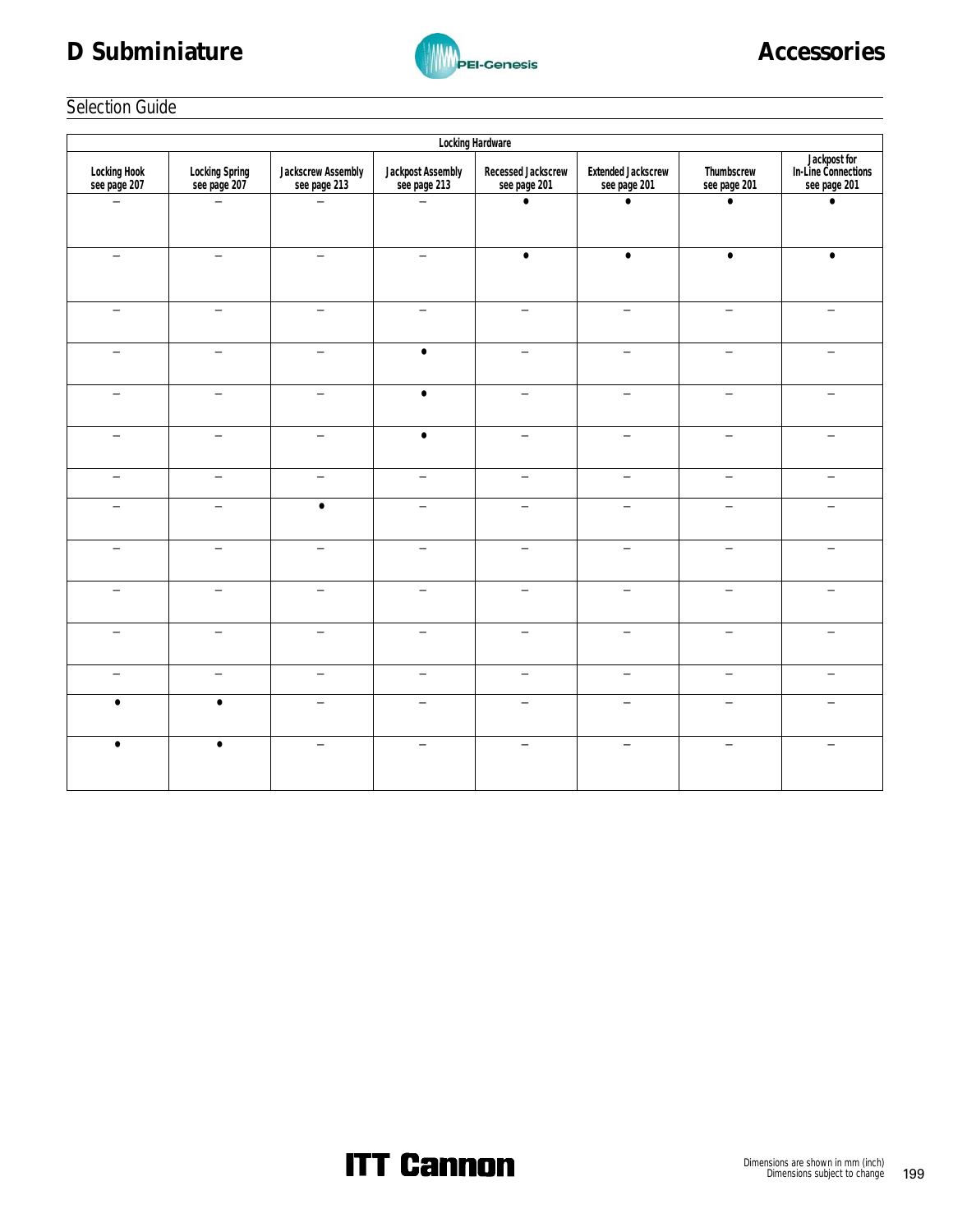## Selection Guide

| Locking Hardware | | | | | | | |
|---|---|---|---|---|---|---|---|
| Locking Hook see page 207 | Locking Spring see page 207 | Jackscrew Assembly see page 213 | Jackpost Assembly see page 213 | Recessed Jackscrew see page 201 | Extended Jackscrew see page 201 | Thumbscrew see page 201 | Jackpost for In-Line Connections see page 201 |
| – | – | – | – | • | • | • | • |
| – | – | – | – | • | • | • | • |
| – | – | – | – | – | – | – | – |
| – | – | – | • | – | – | – | – |
| – | – | – | • | – | – | – | – |
| – | – | – | • | – | – | – | – |
| – | – | – | – | – | – | – | – |
| – | – | • | – | – | – | – | – |
| – | – | – | – | – | – | – | – |
| – | – | – | – | – | – | – | – |
| – | – | – | – | – | – | – | – |
| – | – | – | – | – | – | – | – |
| • | • | – | – | – | – | – | – |
| • | • | – | – | – | – | – | – |

Dimensions are shown in mm (inch)
Dimensions subject to change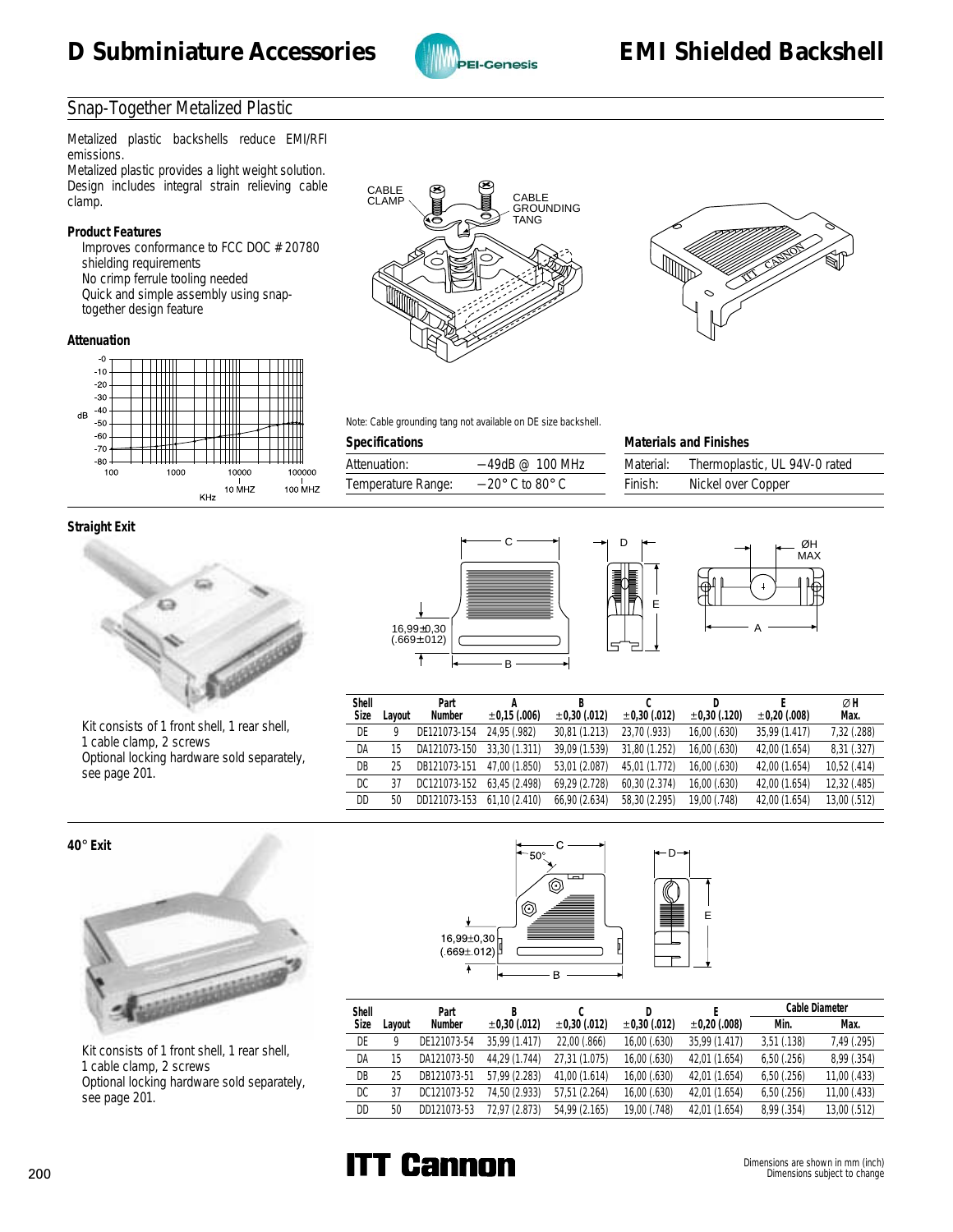# D Subminiature Accessories

# EMI Shielded Backshell

## Snap-Together Metalized Plastic

Metalized plastic backshells reduce EMI/RFI emissions.
Metalized plastic provides a light weight solution. Design includes integral strain relieving cable clamp.

### Product Features

- Improves conformance to FCC DOC # 20780 shielding requirements
- No crimp ferrule tooling needed
- Quick and simple assembly using snap-together design feature

### Attenuation

Note: Cable grounding tang not available on DE size backshell.

### Specifications

| | |
|---|---|
| Attenuation: | −49dB @ 100 MHz |
| Temperature Range: | −20° C to 80° C |

### Materials and Finishes

| | |
|---|---|
| Material: | Thermoplastic, UL 94V-0 rated |
| Finish: | Nickel over Copper |

### Straight Exit

Kit consists of 1 front shell, 1 rear shell, 1 cable clamp, 2 screws
Optional locking hardware sold separately, see page 201.

| Shell Size | Layout | Part Number | A ±0,15 (.006) | B ±0,30 (.012) | C ±0,30 (.012) | D ±0,30 (.120) | E ±0,20 (.008) | ØH Max. |
|---|---|---|---|---|---|---|---|---|
| DE | 9 | DE121073-154 | 24,95 (.982) | 30,81 (1.213) | 23,70 (.933) | 16,00 (.630) | 35,99 (1.417) | 7,32 (.288) |
| DA | 15 | DA121073-150 | 33,30 (1.311) | 39,09 (1.539) | 31,80 (1.252) | 16,00 (.630) | 42,00 (1.654) | 8,31 (.327) |
| DB | 25 | DB121073-151 | 47,00 (1.850) | 53,01 (2.087) | 45,01 (1.772) | 16,00 (.630) | 42,00 (1.654) | 10,52 (.414) |
| DC | 37 | DC121073-152 | 63,45 (2.498) | 69,29 (2.728) | 60,30 (2.374) | 16,00 (.630) | 42,00 (1.654) | 12,32 (.485) |
| DD | 50 | DD121073-153 | 61,10 (2.410) | 66,90 (2.634) | 58,30 (2.295) | 19,00 (.748) | 42,00 (1.654) | 13,00 (.512) |

### 40° Exit

Kit consists of 1 front shell, 1 rear shell, 1 cable clamp, 2 screws
Optional locking hardware sold separately, see page 201.

| Shell Size | Layout | Part Number | B ±0,30 (.012) | C ±0,30 (.012) | D ±0,30 (.012) | E ±0,20 (.008) | Cable Diameter Min. | Cable Diameter Max. |
|---|---|---|---|---|---|---|---|---|
| DE | 9 | DE121073-54 | 35,99 (1.417) | 22,00 (.866) | 16,00 (.630) | 35,99 (1.417) | 3,51 (.138) | 7,49 (.295) |
| DA | 15 | DA121073-50 | 44,29 (1.744) | 27,31 (1.075) | 16,00 (.630) | 42,01 (1.654) | 6,50 (.256) | 8,99 (.354) |
| DB | 25 | DB121073-51 | 57,99 (2.283) | 41,00 (1.614) | 16,00 (.630) | 42,01 (1.654) | 6,50 (.256) | 11,00 (.433) |
| DC | 37 | DC121073-52 | 74,50 (2.933) | 57,51 (2.264) | 16,00 (.630) | 42,01 (1.654) | 6,50 (.256) | 11,00 (.433) |
| DD | 50 | DD121073-53 | 72,97 (2.873) | 54,99 (2.165) | 19,00 (.748) | 42,01 (1.654) | 8,99 (.354) | 13,00 (.512) |

Dimensions are shown in mm (inch)
Dimensions subject to change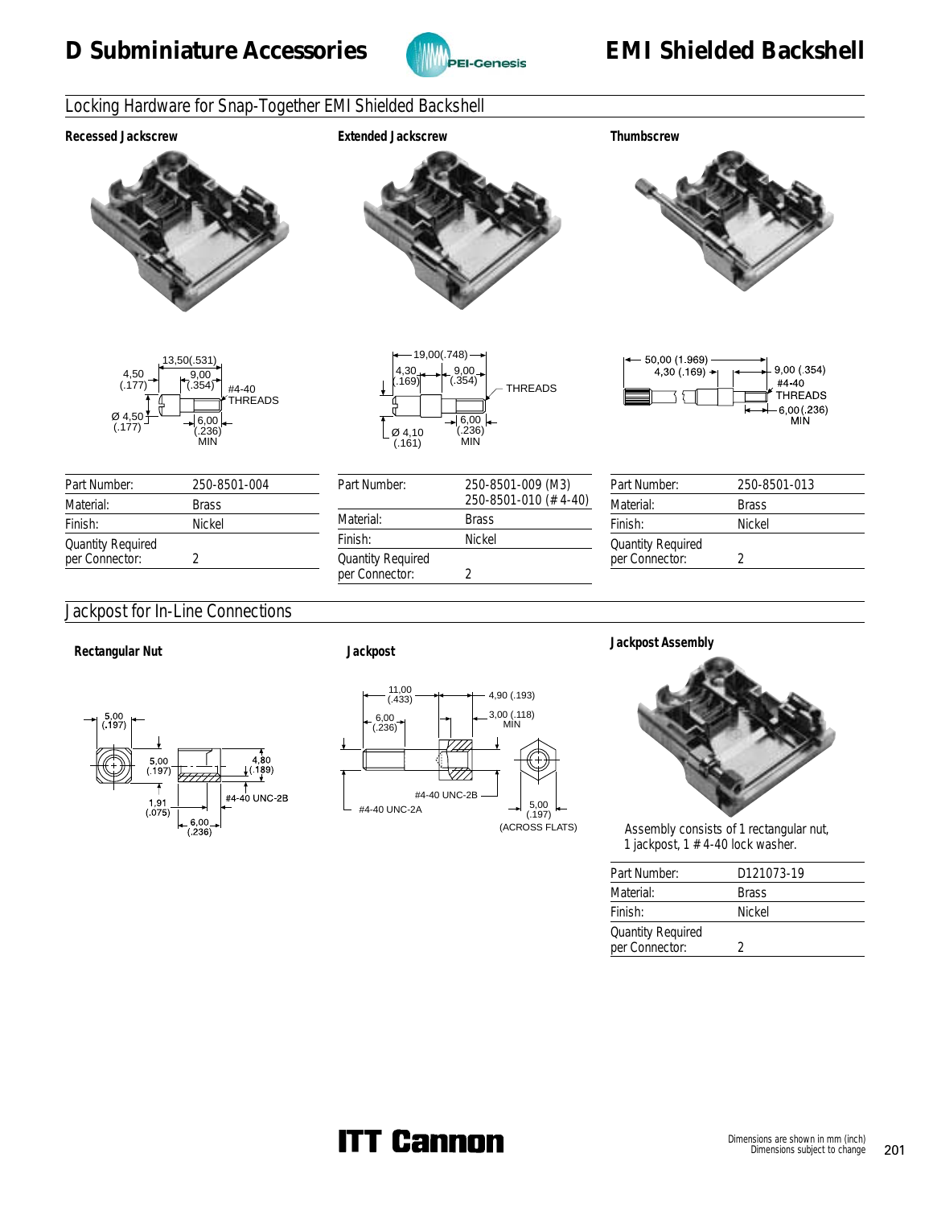# D Subminiature Accessories

# EMI Shielded Backshell

## Locking Hardware for Snap-Together EMI Shielded Backshell

### Recessed Jackscrew

13,50(.531)
4,50 (.177)
9,00 (.354)
#4-40 THREADS
Ø 4,50 (.177)
6,00 (.236) MIN

| Part Number: | 250-8501-004 |
|---|---|
| Material: | Brass |
| Finish: | Nickel |
| Quantity Required per Connector: | 2 |

### Extended Jackscrew

19,00(.748)
4,30 (.169)
9,00 (.354)
THREADS
Ø 4,10 (.161)
6,00 (.236) MIN

| Part Number: | 250-8501-009 (M3) 250-8501-010 (# 4-40) |
|---|---|
| Material: | Brass |
| Finish: | Nickel |
| Quantity Required per Connector: | 2 |

### Thumbscrew

50,00 (1.969)
4,30 (.169)
9,00 (.354)
#4-40 THREADS
6,00(.236) MIN

| Part Number: | 250-8501-013 |
|---|---|
| Material: | Brass |
| Finish: | Nickel |
| Quantity Required per Connector: | 2 |

## Jackpost for In-Line Connections

### Rectangular Nut

5,00 (.197)
5,00 (.197)
4,80 (.189)
#4-40 UNC-2B
1,91 (.075)
6,00 (.236)

### Jackpost

11,00 (.433)
4,90 (.193)
6,00 (.236)
3,00 (.118) MIN
#4-40 UNC-2B
#4-40 UNC-2A
5,00 (.197) (ACROSS FLATS)

### Jackpost Assembly

Assembly consists of 1 rectangular nut, 1 jackpost, 1 # 4-40 lock washer.

| Part Number: | D121073-19 |
|---|---|
| Material: | Brass |
| Finish: | Nickel |
| Quantity Required per Connector: | 2 |

Dimensions are shown in mm (inch)
Dimensions subject to change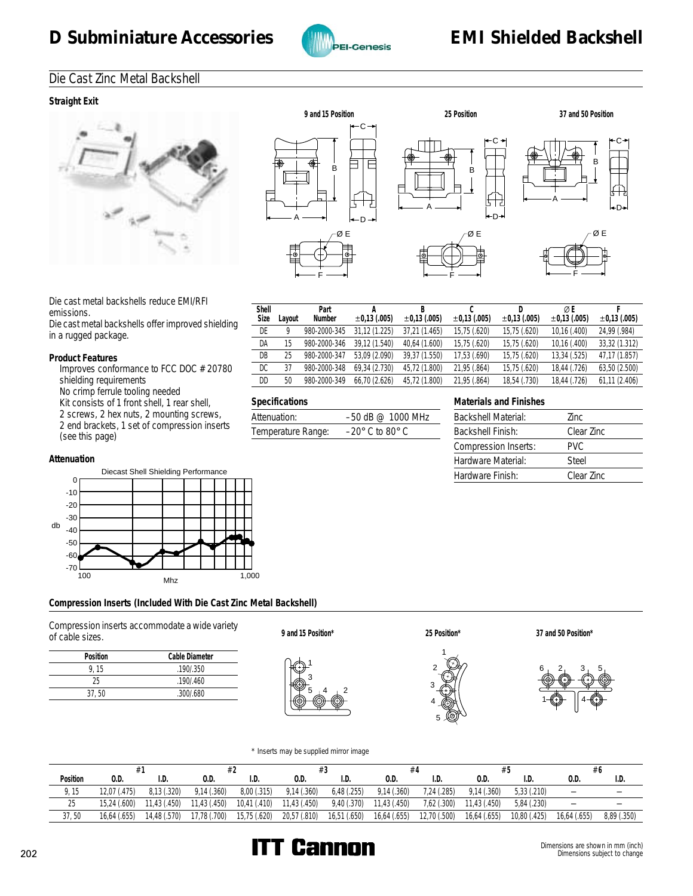# D Subminiature Accessories

# EMI Shielded Backshell

## Die Cast Zinc Metal Backshell

### Straight Exit

9 and 15 Position | 25 Position | 37 and 50 Position

Die cast metal backshells reduce EMI/RFI emissions.
Die cast metal backshells offer improved shielding in a rugged package.

**Product Features**

- Improves conformance to FCC DOC # 20780 shielding requirements
- No crimp ferrule tooling needed
- Kit consists of 1 front shell, 1 rear shell, 2 screws, 2 hex nuts, 2 mounting screws, 2 end brackets, 1 set of compression inserts (see this page)

| Shell Size | Layout | Part Number | A ±0,13 (.005) | B ±0,13 (.005) | C ±0,13 (.005) | D ±0,13 (.005) | Ø E ±0,13 (.005) | F ±0,13 (.005) |
|---|---|---|---|---|---|---|---|---|
| DE | 9 | 980-2000-345 | 31,12 (1.225) | 37,21 (1.465) | 15,75 (.620) | 15,75 (.620) | 10,16 (.400) | 24,99 (.984) |
| DA | 15 | 980-2000-346 | 39,12 (1.540) | 40,64 (1.600) | 15,75 (.620) | 15,75 (.620) | 10,16 (.400) | 33,32 (1.312) |
| DB | 25 | 980-2000-347 | 53,09 (2.090) | 39,37 (1.550) | 17,53 (.690) | 15,75 (.620) | 13,34 (.525) | 47,17 (1.857) |
| DC | 37 | 980-2000-348 | 69,34 (2.730) | 45,72 (1.800) | 21,95 (.864) | 15,75 (.620) | 18,44 (.726) | 63,50 (2.500) |
| DD | 50 | 980-2000-349 | 66,70 (2.626) | 45,72 (1.800) | 21,95 (.864) | 18,54 (.730) | 18,44 (.726) | 61,11 (2.406) |

**Specifications**

| | |
|---|---|
| Attenuation: | –50 dB @ 1000 MHz |
| Temperature Range: | –20° C to 80° C |

**Materials and Finishes**

| | |
|---|---|
| Backshell Material: | Zinc |
| Backshell Finish: | Clear Zinc |
| Compression Inserts: | PVC |
| Hardware Material: | Steel |
| Hardware Finish: | Clear Zinc |

**Attenuation**

Diecast Shell Shielding Performance

### Compression Inserts (Included With Die Cast Zinc Metal Backshell)

Compression inserts accommodate a wide variety of cable sizes.

| Position | Cable Diameter |
|---|---|
| 9, 15 | .190/.350 |
| 25 | .190/.460 |
| 37, 50 | .300/.680 |

9 and 15 Position* | 25 Position* | 37 and 50 Position*

* Inserts may be supplied mirror image

| Position | #1 | | #2 | | #3 | | #4 | | #5 | | #6 | |
|---|---|---|---|---|---|---|---|---|---|---|---|---|
| | O.D. | I.D. | O.D. | I.D. | O.D. | I.D. | O.D. | I.D. | O.D. | I.D. | O.D. | I.D. |
| 9, 15 | 12,07 (.475) | 8,13 (.320) | 9,14 (.360) | 8,00 (.315) | 9,14 (.360) | 6,48 (.255) | 9,14 (.360) | 7,24 (.285) | 9,14 (.360) | 5,33 (.210) | – | – |
| 25 | 15,24 (.600) | 11,43 (.450) | 11,43 (.450) | 10,41 (.410) | 11,43 (.450) | 9,40 (.370) | 11,43 (.450) | 7,62 (.300) | 11,43 (.450) | 5,84 (.230) | – | – |
| 37, 50 | 16,64 (.655) | 14,48 (.570) | 17,78 (.700) | 15,75 (.620) | 20,57 (.810) | 16,51 (.650) | 16,64 (.655) | 12,70 (.500) | 16,64 (.655) | 10,80 (.425) | 16,64 (.655) | 8,89 (.350) |

Dimensions are shown in mm (inch)
Dimensions subject to change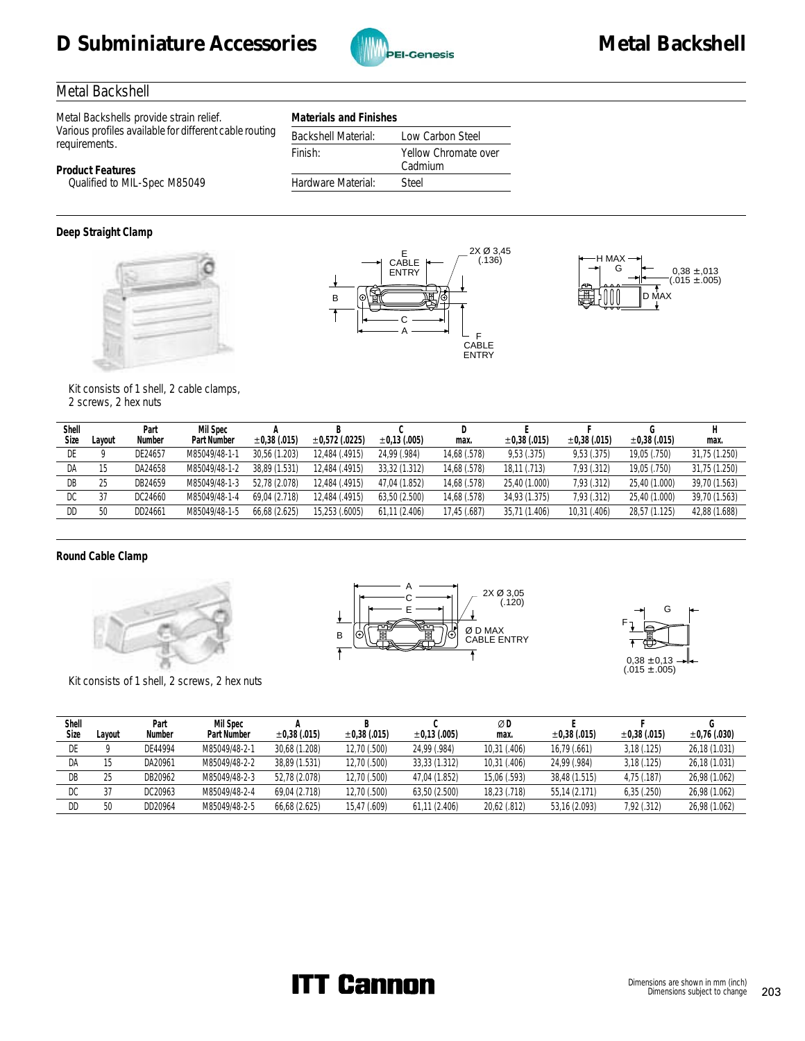# D Subminiature Accessories

# Metal Backshell

## Metal Backshell

Metal Backshells provide strain relief. Various profiles available for different cable routing requirements.

**Product Features**

Qualified to MIL-Spec M85049

**Materials and Finishes**

| | |
|---|---|
| Backshell Material: | Low Carbon Steel |
| Finish: | Yellow Chromate over Cadmium |
| Hardware Material: | Steel |

### Deep Straight Clamp

Kit consists of 1 shell, 2 cable clamps, 2 screws, 2 hex nuts

| Shell Size | Layout | Part Number | Mil Spec Part Number | A ±0,38 (.015) | B ±0,572 (.0225) | C ±0,13 (.005) | D max. | E ±0,38 (.015) | F ±0,38 (.015) | G ±0,38 (.015) | H max. |
|---|---|---|---|---|---|---|---|---|---|---|---|
| DE | 9 | DE24657 | M85049/48-1-1 | 30,56 (1.203) | 12,484 (.4915) | 24,99 (.984) | 14,68 (.578) | 9,53 (.375) | 9,53 (.375) | 19,05 (.750) | 31,75 (1.250) |
| DA | 15 | DA24658 | M85049/48-1-2 | 38,89 (1.531) | 12,484 (.4915) | 33,32 (1.312) | 14,68 (.578) | 18,11 (.713) | 7,93 (.312) | 19,05 (.750) | 31,75 (1.250) |
| DB | 25 | DB24659 | M85049/48-1-3 | 52,78 (2.078) | 12,484 (.4915) | 47,04 (1.852) | 14,68 (.578) | 25,40 (1.000) | 7,93 (.312) | 25,40 (1.000) | 39,70 (1.563) |
| DC | 37 | DC24660 | M85049/48-1-4 | 69,04 (2.718) | 12,484 (.4915) | 63,50 (2.500) | 14,68 (.578) | 34,93 (1.375) | 7,93 (.312) | 25,40 (1.000) | 39,70 (1.563) |
| DD | 50 | DD24661 | M85049/48-1-5 | 66,68 (2.625) | 15,253 (.6005) | 61,11 (2.406) | 17,45 (.687) | 35,71 (1.406) | 10,31 (.406) | 28,57 (1.125) | 42,88 (1.688) |

### Round Cable Clamp

Kit consists of 1 shell, 2 screws, 2 hex nuts

| Shell Size | Layout | Part Number | Mil Spec Part Number | A ±0,38 (.015) | B ±0,38 (.015) | C ±0,13 (.005) | Ø D max. | E ±0,38 (.015) | F ±0,38 (.015) | G ±0,76 (.030) |
|---|---|---|---|---|---|---|---|---|---|---|
| DE | 9 | DE44994 | M85049/48-2-1 | 30,68 (1.208) | 12,70 (.500) | 24,99 (.984) | 10,31 (.406) | 16,79 (.661) | 3,18 (.125) | 26,18 (1.031) |
| DA | 15 | DA20961 | M85049/48-2-2 | 38,89 (1.531) | 12,70 (.500) | 33,33 (1.312) | 10,31 (.406) | 24,99 (.984) | 3,18 (.125) | 26,18 (1.031) |
| DB | 25 | DB20962 | M85049/48-2-3 | 52,78 (2.078) | 12,70 (.500) | 47,04 (1.852) | 15,06 (.593) | 38,48 (1.515) | 4,75 (.187) | 26,98 (1.062) |
| DC | 37 | DC20963 | M85049/48-2-4 | 69,04 (2.718) | 12,70 (.500) | 63,50 (2.500) | 18,23 (.718) | 55,14 (2.171) | 6,35 (.250) | 26,98 (1.062) |
| DD | 50 | DD20964 | M85049/48-2-5 | 66,68 (2.625) | 15,47 (.609) | 61,11 (2.406) | 20,62 (.812) | 53,16 (2.093) | 7,92 (.312) | 26,98 (1.062) |

Dimensions are shown in mm (inch)
Dimensions subject to change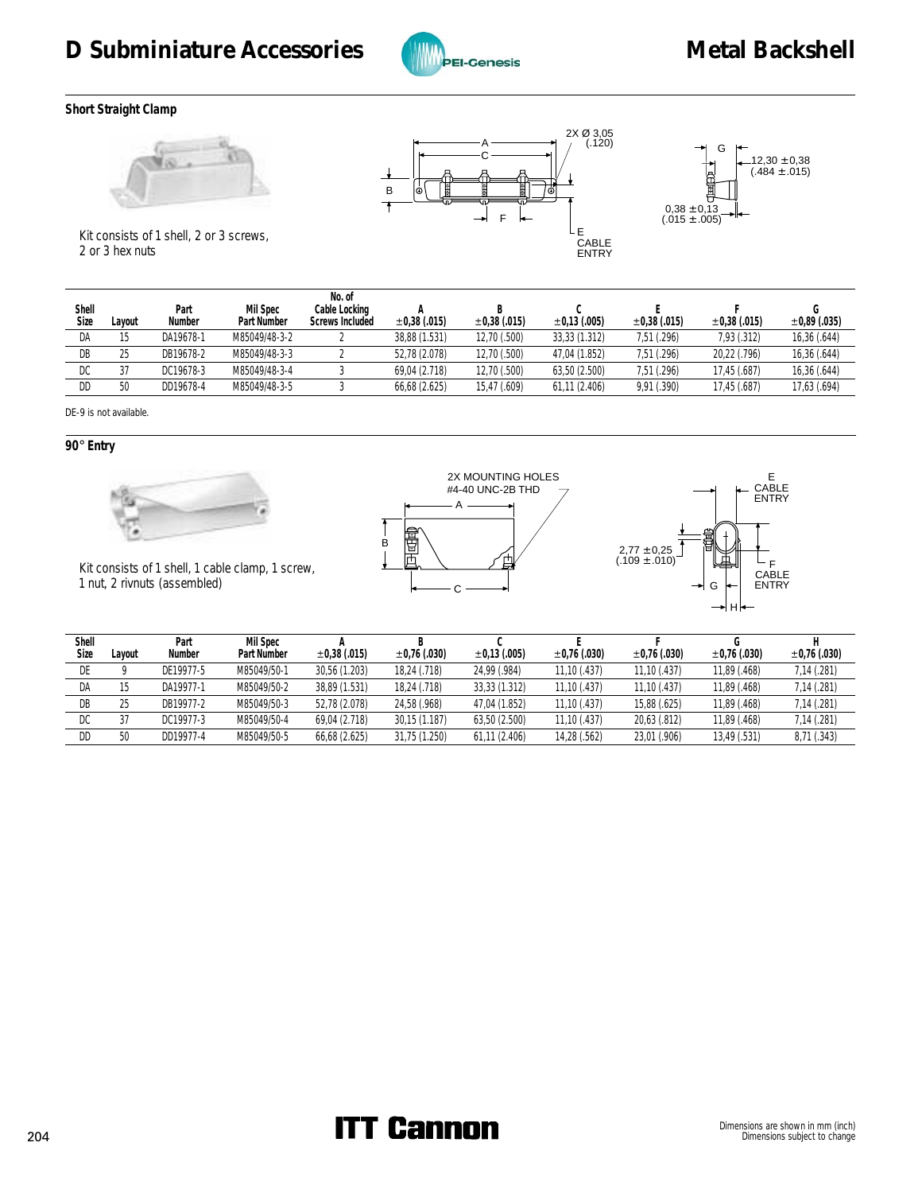# D Subminiature Accessories

# Metal Backshell

### Short Straight Clamp

Kit consists of 1 shell, 2 or 3 screws, 2 or 3 hex nuts

2X Ø 3,05 (.120)

12,30 ±0,38 (.484 ±.015)

0,38 ±0,13 (.015 ±.005)

E CABLE ENTRY

| Shell Size | Layout | Part Number | Mil Spec Part Number | No. of Cable Locking Screws Included | A ±0,38 (.015) | B ±0,38 (.015) | C ±0,13 (.005) | E ±0,38 (.015) | F ±0,38 (.015) | G ±0,89 (.035) |
|---|---|---|---|---|---|---|---|---|---|---|
| DA | 15 | DA19678-1 | M85049/48-3-2 | 2 | 38,88 (1.531) | 12,70 (.500) | 33,33 (1.312) | 7,51 (.296) | 7,93 (.312) | 16,36 (.644) |
| DB | 25 | DB19678-2 | M85049/48-3-3 | 2 | 52,78 (2.078) | 12,70 (.500) | 47,04 (1.852) | 7,51 (.296) | 20,22 (.796) | 16,36 (.644) |
| DC | 37 | DC19678-3 | M85049/48-3-4 | 3 | 69,04 (2.718) | 12,70 (.500) | 63,50 (2.500) | 7,51 (.296) | 17,45 (.687) | 16,36 (.644) |
| DD | 50 | DD19678-4 | M85049/48-3-5 | 3 | 66,68 (2.625) | 15,47 (.609) | 61,11 (2.406) | 9,91 (.390) | 17,45 (.687) | 17,63 (.694) |

DE-9 is not available.

### 90° Entry

Kit consists of 1 shell, 1 cable clamp, 1 screw, 1 nut, 2 rivnuts (assembled)

2X MOUNTING HOLES #4-40 UNC-2B THD

2,77 ±0,25 (.109 ±.010)

E CABLE ENTRY

F CABLE ENTRY

| Shell Size | Layout | Part Number | Mil Spec Part Number | A ±0,38 (.015) | B ±0,76 (.030) | C ±0,13 (.005) | E ±0,76 (.030) | F ±0,76 (.030) | G ±0,76 (.030) | H ±0,76 (.030) |
|---|---|---|---|---|---|---|---|---|---|---|
| DE | 9 | DE19977-5 | M85049/50-1 | 30,56 (1.203) | 18,24 (.718) | 24,99 (.984) | 11,10 (.437) | 11,10 (.437) | 11,89 (.468) | 7,14 (.281) |
| DA | 15 | DA19977-1 | M85049/50-2 | 38,89 (1.531) | 18,24 (.718) | 33,33 (1.312) | 11,10 (.437) | 11,10 (.437) | 11,89 (.468) | 7,14 (.281) |
| DB | 25 | DB19977-2 | M85049/50-3 | 52,78 (2.078) | 24,58 (.968) | 47,04 (1.852) | 11,10 (.437) | 15,88 (.625) | 11,89 (.468) | 7,14 (.281) |
| DC | 37 | DC19977-3 | M85049/50-4 | 69,04 (2.718) | 30,15 (1.187) | 63,50 (2.500) | 11,10 (.437) | 20,63 (.812) | 11,89 (.468) | 7,14 (.281) |
| DD | 50 | DD19977-4 | M85049/50-5 | 66,68 (2.625) | 31,75 (1.250) | 61,11 (2.406) | 14,28 (.562) | 23,01 (.906) | 13,49 (.531) | 8,71 (.343) |

Dimensions are shown in mm (inch)
Dimensions subject to change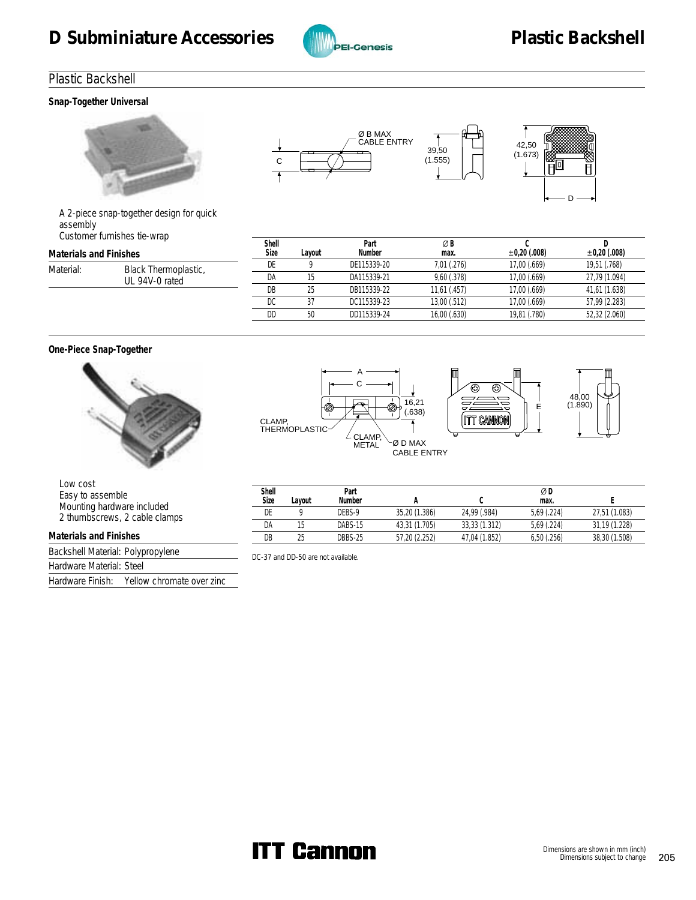# D Subminiature Accessories

# Plastic Backshell

## Plastic Backshell

### Snap-Together Universal

A 2-piece snap-together design for quick assembly
Customer furnishes tie-wrap

**Materials and Finishes**

| Material: | Black Thermoplastic, UL 94V-0 rated |
|---|---|

| Shell Size | Layout | Part Number | Ø B max. | C ±0,20 (.008) | D ±0,20 (.008) |
|---|---|---|---|---|---|
| DE | 9 | DE115339-20 | 7,01 (.276) | 17,00 (.669) | 19,51 (.768) |
| DA | 15 | DA115339-21 | 9,60 (.378) | 17,00 (.669) | 27,79 (1.094) |
| DB | 25 | DB115339-22 | 11,61 (.457) | 17,00 (.669) | 41,61 (1.638) |
| DC | 37 | DC115339-23 | 13,00 (.512) | 17,00 (.669) | 57,99 (2.283) |
| DD | 50 | DD115339-24 | 16,00 (.630) | 19,81 (.780) | 52,32 (2.060) |

### One-Piece Snap-Together

Low cost
Easy to assemble
Mounting hardware included
2 thumbscrews, 2 cable clamps

**Materials and Finishes**

| Backshell Material: | Polypropylene |
|---|---|
| Hardware Material: | Steel |
| Hardware Finish: | Yellow chromate over zinc |

| Shell Size | Layout | Part Number | A | C | Ø D max. | E |
|---|---|---|---|---|---|---|
| DE | 9 | DEBS-9 | 35,20 (1.386) | 24,99 (.984) | 5,69 (.224) | 27,51 (1.083) |
| DA | 15 | DABS-15 | 43,31 (1.705) | 33,33 (1.312) | 5,69 (.224) | 31,19 (1.228) |
| DB | 25 | DBBS-25 | 57,20 (2.252) | 47,04 (1.852) | 6,50 (.256) | 38,30 (1.508) |

DC-37 and DD-50 are not available.

Dimensions are shown in mm (inch)
Dimensions subject to change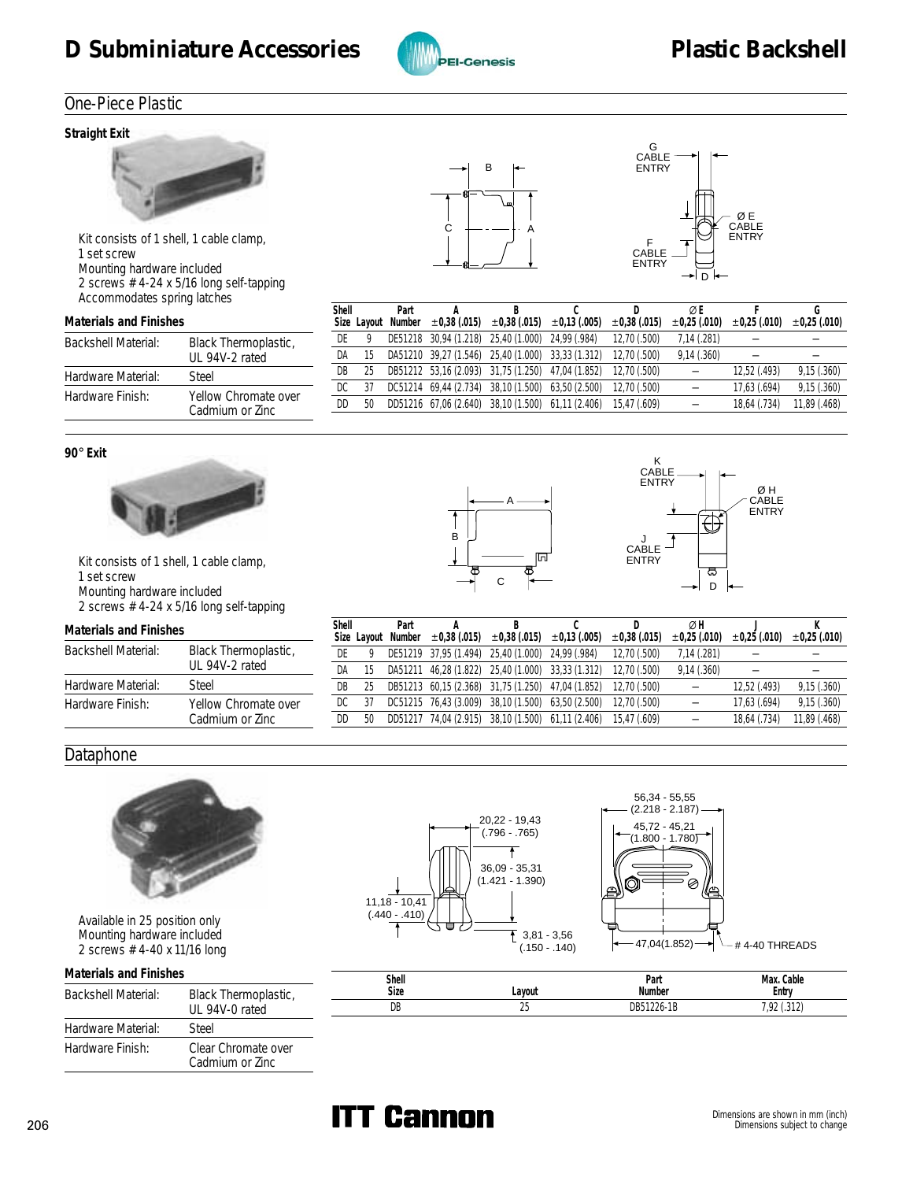# D Subminiature Accessories

# Plastic Backshell

## One-Piece Plastic

### Straight Exit

Kit consists of 1 shell, 1 cable clamp,
1 set screw
Mounting hardware included
2 screws # 4-24 x 5/16 long self-tapping
Accommodates spring latches

**Materials and Finishes**

| | |
|---|---|
| Backshell Material: | Black Thermoplastic, UL 94V-2 rated |
| Hardware Material: | Steel |
| Hardware Finish: | Yellow Chromate over Cadmium or Zinc |

| Shell Size | Layout | Part Number | A ±0,38 (.015) | B ±0,38 (.015) | C ±0,13 (.005) | D ±0,38 (.015) | ØE ±0,25 (.010) | F ±0,25 (.010) | G ±0,25 (.010) |
|---|---|---|---|---|---|---|---|---|---|
| DE | 9 | DE51218 | 30,94 (1.218) | 25,40 (1.000) | 24,99 (.984) | 12,70 (.500) | 7,14 (.281) | – | – |
| DA | 15 | DA51210 | 39,27 (1.546) | 25,40 (1.000) | 33,33 (1.312) | 12,70 (.500) | 9,14 (.360) | – | – |
| DB | 25 | DB51212 | 53,16 (2.093) | 31,75 (1.250) | 47,04 (1.852) | 12,70 (.500) | – | 12,52 (.493) | 9,15 (.360) |
| DC | 37 | DC51214 | 69,44 (2.734) | 38,10 (1.500) | 63,50 (2.500) | 12,70 (.500) | – | 17,63 (.694) | 9,15 (.360) |
| DD | 50 | DD51216 | 67,06 (2.640) | 38,10 (1.500) | 61,11 (2.406) | 15,47 (.609) | – | 18,64 (.734) | 11,89 (.468) |

### 90° Exit

Kit consists of 1 shell, 1 cable clamp,
1 set screw
Mounting hardware included
2 screws # 4-24 x 5/16 long self-tapping

**Materials and Finishes**

| | |
|---|---|
| Backshell Material: | Black Thermoplastic, UL 94V-2 rated |
| Hardware Material: | Steel |
| Hardware Finish: | Yellow Chromate over Cadmium or Zinc |

| Shell Size | Layout | Part Number | A ±0,38 (.015) | B ±0,38 (.015) | C ±0,13 (.005) | D ±0,38 (.015) | ØH ±0,25 (.010) | J ±0,25 (.010) | K ±0,25 (.010) |
|---|---|---|---|---|---|---|---|---|---|
| DE | 9 | DE51219 | 37,95 (1.494) | 25,40 (1.000) | 24,99 (.984) | 12,70 (.500) | 7,14 (.281) | – | – |
| DA | 15 | DA51211 | 46,28 (1.822) | 25,40 (1.000) | 33,33 (1.312) | 12,70 (.500) | 9,14 (.360) | – | – |
| DB | 25 | DB51213 | 60,15 (2.368) | 31,75 (1.250) | 47,04 (1.852) | 12,70 (.500) | – | 12,52 (.493) | 9,15 (.360) |
| DC | 37 | DC51215 | 76,43 (3.009) | 38,10 (1.500) | 63,50 (2.500) | 12,70 (.500) | – | 17,63 (.694) | 9,15 (.360) |
| DD | 50 | DD51217 | 74,04 (2.915) | 38,10 (1.500) | 61,11 (2.406) | 15,47 (.609) | – | 18,64 (.734) | 11,89 (.468) |

## Dataphone

Available in 25 position only
Mounting hardware included
2 screws # 4-40 x 11/16 long

**Materials and Finishes**

| | |
|---|---|
| Backshell Material: | Black Thermoplastic, UL 94V-0 rated |
| Hardware Material: | Steel |
| Hardware Finish: | Clear Chromate over Cadmium or Zinc |

| Shell Size | Layout | Part Number | Max. Cable Entry |
|---|---|---|---|
| DB | 25 | DB51226-1B | 7,92 (.312) |

Dimensions are shown in mm (inch)
Dimensions subject to change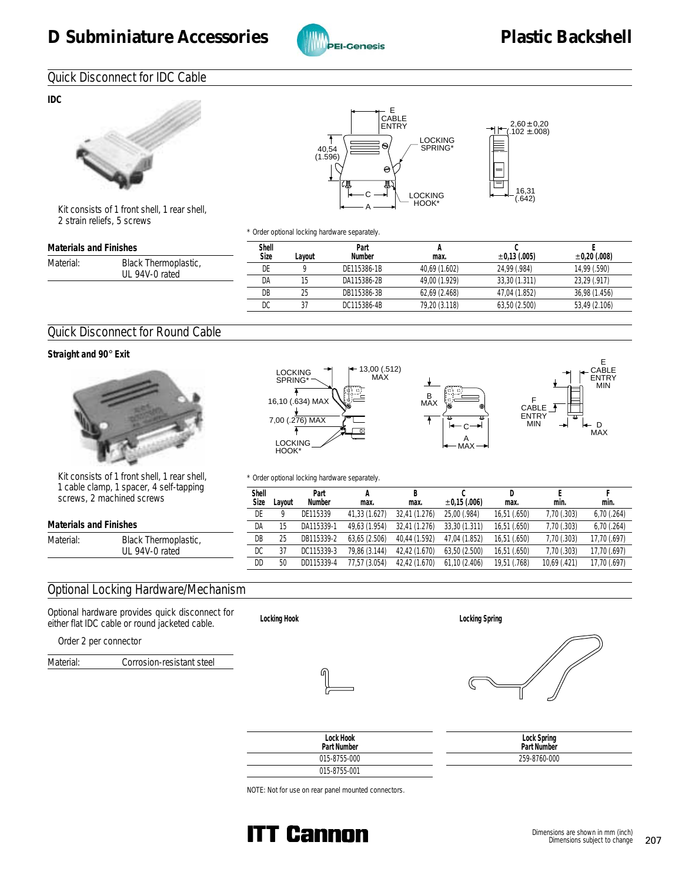# D Subminiature Accessories

# Plastic Backshell

## Quick Disconnect for IDC Cable

**IDC**

Kit consists of 1 front shell, 1 rear shell, 2 strain reliefs, 5 screws

E CABLE ENTRY

40,54 (1.596)

LOCKING SPRING*

LOCKING HOOK*

C

A

2,60 ± 0,20 (.102 ± .008)

16,31 (.642)

### Materials and Finishes

| Material: | Black Thermoplastic, UL 94V-0 rated |
|---|---|

* Order optional locking hardware separately.

| Shell Size | Layout | Part Number | A max. | C ± 0,13 (.005) | E ± 0,20 (.008) |
|---|---|---|---|---|---|
| DE | 9 | DE115386-1B | 40,69 (1.602) | 24,99 (.984) | 14,99 (.590) |
| DA | 15 | DA115386-2B | 49,00 (1.929) | 33,30 (1.311) | 23,29 (.917) |
| DB | 25 | DB115386-3B | 62,69 (2.468) | 47,04 (1.852) | 36,98 (1.456) |
| DC | 37 | DC115386-4B | 79,20 (3.118) | 63,50 (2.500) | 53,49 (2.106) |

## Quick Disconnect for Round Cable

**Straight and 90° Exit**

Kit consists of 1 front shell, 1 rear shell, 1 cable clamp, 1 spacer, 4 self-tapping screws, 2 machined screws

LOCKING SPRING*

13,00 (.512) MAX

16,10 (.634) MAX

7,00 (.276) MAX

LOCKING HOOK*

B MAX

C

A MAX

E CABLE ENTRY MIN

F CABLE ENTRY MIN

D MAX

### Materials and Finishes

| Material: | Black Thermoplastic, UL 94V-0 rated |
|---|---|

* Order optional locking hardware separately.

| Shell Size | Layout | Part Number | A max. | B max. | C ± 0,15 (.006) | D max. | E min. | F min. |
|---|---|---|---|---|---|---|---|---|
| DE | 9 | DE115339 | 41,33 (1.627) | 32,41 (1.276) | 25,00 (.984) | 16,51 (.650) | 7,70 (.303) | 6,70 (.264) |
| DA | 15 | DA115339-1 | 49,63 (1.954) | 32,41 (1.276) | 33,30 (1.311) | 16,51 (.650) | 7,70 (.303) | 6,70 (.264) |
| DB | 25 | DB115339-2 | 63,65 (2.506) | 40,44 (1.592) | 47,04 (1.852) | 16,51 (.650) | 7,70 (.303) | 17,70 (.697) |
| DC | 37 | DC115339-3 | 79,86 (3.144) | 42,42 (1.670) | 63,50 (2.500) | 16,51 (.650) | 7,70 (.303) | 17,70 (.697) |
| DD | 50 | DD115339-4 | 77,57 (3.054) | 42,42 (1.670) | 61,10 (2.406) | 19,51 (.768) | 10,69 (.421) | 17,70 (.697) |

## Optional Locking Hardware/Mechanism

Optional hardware provides quick disconnect for either flat IDC cable or round jacketed cable.

Order 2 per connector

| Material: | Corrosion-resistant steel |
|---|---|

**Locking Hook**

**Locking Spring**

| Lock Hook Part Number |
|---|
| 015-8755-000 |
| 015-8755-001 |

| Lock Spring Part Number |
|---|
| 259-8760-000 |

NOTE: Not for use on rear panel mounted connectors.

Dimensions are shown in mm (inch)
Dimensions subject to change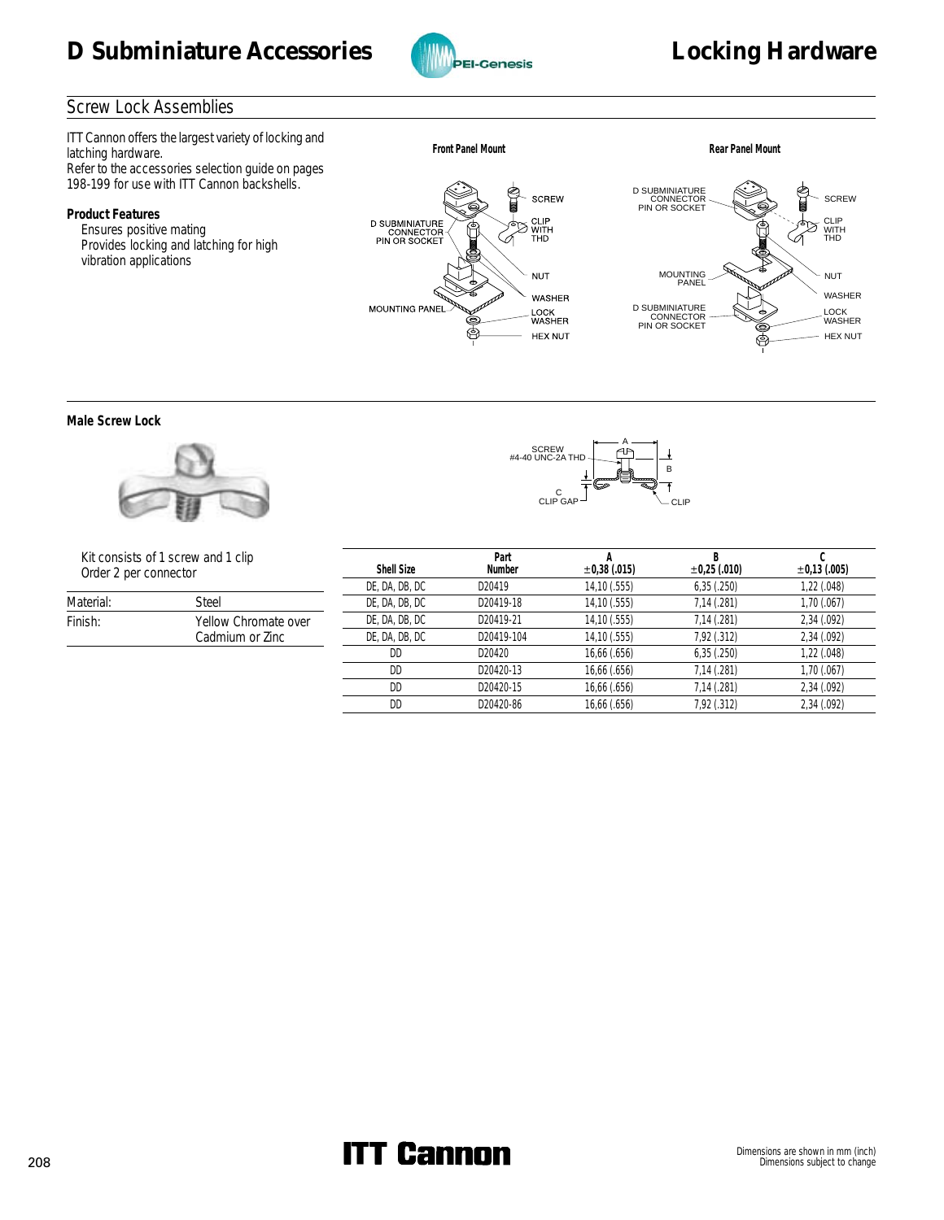# D Subminiature Accessories

# Locking Hardware

## Screw Lock Assemblies

ITT Cannon offers the largest variety of locking and latching hardware.
Refer to the accessories selection guide on pages 198-199 for use with ITT Cannon backshells.

**Product Features**

- Ensures positive mating
- Provides locking and latching for high vibration applications

**Front Panel Mount**

SCREW
D SUBMINIATURE CONNECTOR PIN OR SOCKET
CLIP WITH THD
NUT
WASHER
MOUNTING PANEL
LOCK WASHER
HEX NUT

**Rear Panel Mount**

D SUBMINIATURE CONNECTOR PIN OR SOCKET
SCREW
CLIP WITH THD
MOUNTING PANEL
NUT
WASHER
D SUBMINIATURE CONNECTOR PIN OR SOCKET
LOCK WASHER
HEX NUT

### Male Screw Lock

SCREW #4-40 UNC-2A THD
A
B
C CLIP GAP
CLIP

Kit consists of 1 screw and 1 clip
Order 2 per connector

| | |
|---|---|
| Material: | Steel |
| Finish: | Yellow Chromate over Cadmium or Zinc |

| Shell Size | Part Number | A ±0,38 (.015) | B ±0,25 (.010) | C ±0,13 (.005) |
|---|---|---|---|---|
| DE, DA, DB, DC | D20419 | 14,10 (.555) | 6,35 (.250) | 1,22 (.048) |
| DE, DA, DB, DC | D20419-18 | 14,10 (.555) | 7,14 (.281) | 1,70 (.067) |
| DE, DA, DB, DC | D20419-21 | 14,10 (.555) | 7,14 (.281) | 2,34 (.092) |
| DE, DA, DB, DC | D20419-104 | 14,10 (.555) | 7,92 (.312) | 2,34 (.092) |
| DD | D20420 | 16,66 (.656) | 6,35 (.250) | 1,22 (.048) |
| DD | D20420-13 | 16,66 (.656) | 7,14 (.281) | 1,70 (.067) |
| DD | D20420-15 | 16,66 (.656) | 7,14 (.281) | 2,34 (.092) |
| DD | D20420-86 | 16,66 (.656) | 7,92 (.312) | 2,34 (.092) |

Dimensions are shown in mm (inch)
Dimensions subject to change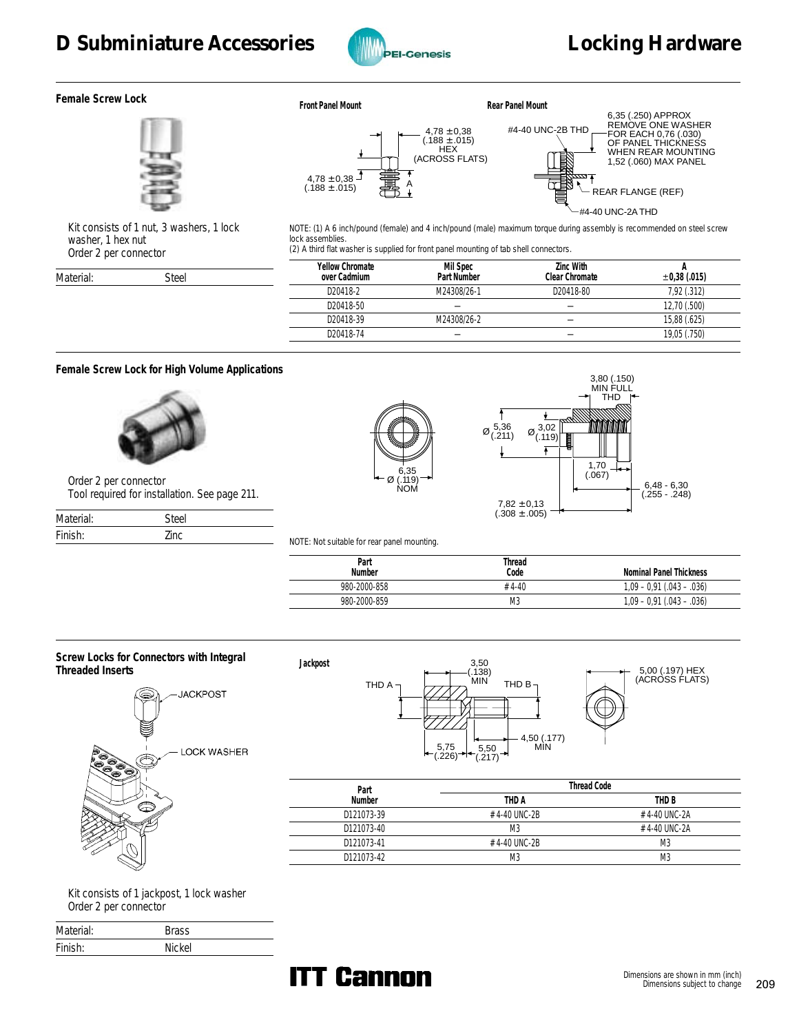# D Subminiature Accessories — Locking Hardware

## Female Screw Lock

Kit consists of 1 nut, 3 washers, 1 lock washer, 1 hex nut
Order 2 per connector

| Material: | Steel |
|---|---|

**Front Panel Mount**

4,78 ±0,38 (.188 ±.015) HEX (ACROSS FLATS)
4,78 ±0,38 (.188 ±.015)
A

**Rear Panel Mount**

#4-40 UNC-2B THD
6,35 (.250) APPROX
REMOVE ONE WASHER FOR EACH 0,76 (.030) OF PANEL THICKNESS WHEN REAR MOUNTING
1,52 (.060) MAX PANEL
REAR FLANGE (REF)
#4-40 UNC-2A THD

NOTE: (1) A 6 inch/pound (female) and 4 inch/pound (male) maximum torque during assembly is recommended on steel screw lock assemblies.
(2) A third flat washer is supplied for front panel mounting of tab shell connectors.

| Yellow Chromate over Cadmium | Mil Spec Part Number | Zinc With Clear Chromate | A ±0,38 (.015) |
|---|---|---|---|
| D20418-2 | M24308/26-1 | D20418-80 | 7,92 (.312) |
| D20418-50 | – | – | 12,70 (.500) |
| D20418-39 | M24308/26-2 | – | 15,88 (.625) |
| D20418-74 | – | – | 19,05 (.750) |

## Female Screw Lock for High Volume Applications

Order 2 per connector
Tool required for installation. See page 211.

| Material: | Steel |
|---|---|
| Finish: | Zinc |

6,35 Ø (.119) NOM
Ø 5,36 (.211)
Ø 3,02 (.119)
3,80 (.150) MIN FULL THD
1,70 (.067)
6,48 - 6,30 (.255 - .248)
7,82 ±0,13 (.308 ±.005)

NOTE: Not suitable for rear panel mounting.

| Part Number | Thread Code | Nominal Panel Thickness |
|---|---|---|
| 980-2000-858 | # 4-40 | 1,09 – 0,91 (.043 – .036) |
| 980-2000-859 | M3 | 1,09 – 0,91 (.043 – .036) |

## Screw Locks for Connectors with Integral Threaded Inserts

JACKPOST
LOCK WASHER

Kit consists of 1 jackpost, 1 lock washer
Order 2 per connector

| Material: | Brass |
|---|---|
| Finish: | Nickel |

**Jackpost**

THD A
THD B
3,50 (.138) MIN
4,50 (.177) MIN
5,75 (.226)
5,50 (.217)
5,00 (.197) HEX (ACROSS FLATS)

| Part Number | Thread Code | |
|---|---|---|
| | THD A | THD B |
| D121073-39 | # 4-40 UNC-2B | # 4-40 UNC-2A |
| D121073-40 | M3 | # 4-40 UNC-2A |
| D121073-41 | # 4-40 UNC-2B | M3 |
| D121073-42 | M3 | M3 |

Dimensions are shown in mm (inch)
Dimensions subject to change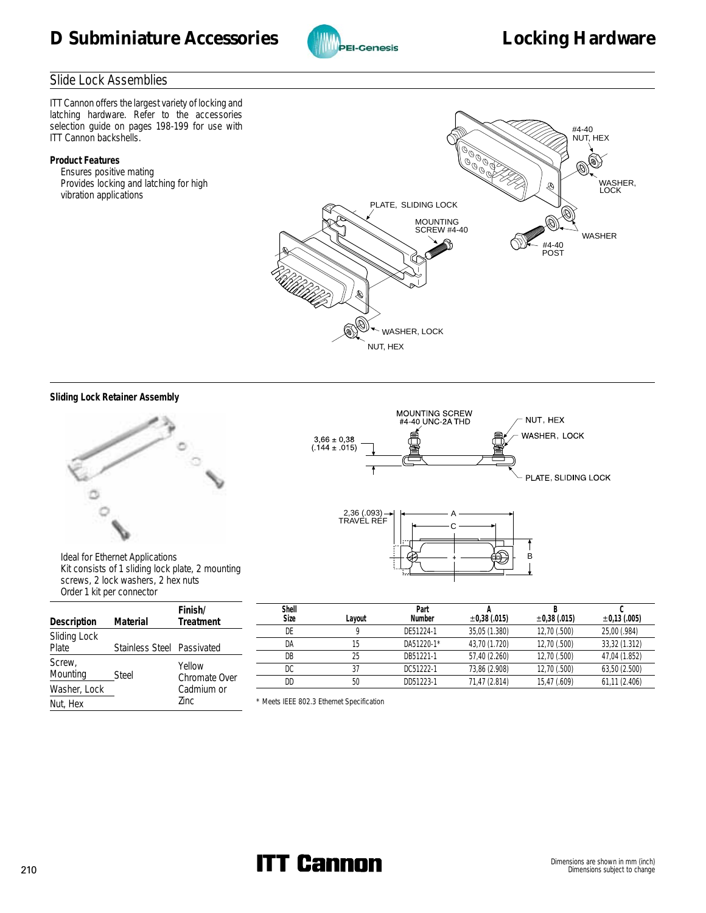# D Subminiature Accessories

# Locking Hardware

## Slide Lock Assemblies

ITT Cannon offers the largest variety of locking and latching hardware. Refer to the accessories selection guide on pages 198-199 for use with ITT Cannon backshells.

**Product Features**

- Ensures positive mating
- Provides locking and latching for high vibration applications

### Sliding Lock Retainer Assembly

Ideal for Ethernet Applications
Kit consists of 1 sliding lock plate, 2 mounting screws, 2 lock washers, 2 hex nuts
Order 1 kit per connector

| Description | Material | Finish/ Treatment |
|---|---|---|
| Sliding Lock Plate | Stainless Steel | Passivated |
| Screw, Mounting | Steel | Yellow Chromate Over Cadmium or Zinc |
| Washer, Lock | Steel | Yellow Chromate Over Cadmium or Zinc |
| Nut, Hex | Steel | Yellow Chromate Over Cadmium or Zinc |

| Shell Size | Layout | Part Number | A ±0,38 (.015) | B ±0,38 (.015) | C ±0,13 (.005) |
|---|---|---|---|---|---|
| DE | 9 | DE51224-1 | 35,05 (1.380) | 12,70 (.500) | 25,00 (.984) |
| DA | 15 | DA51220-1* | 43,70 (1.720) | 12,70 (.500) | 33,32 (1.312) |
| DB | 25 | DB51221-1 | 57,40 (2.260) | 12,70 (.500) | 47,04 (1.852) |
| DC | 37 | DC51222-1 | 73,86 (2.908) | 12,70 (.500) | 63,50 (2.500) |
| DD | 50 | DD51223-1 | 71,47 (2.814) | 15,47 (.609) | 61,11 (2.406) |

\* Meets IEEE 802.3 Ethernet Specification

Dimensions are shown in mm (inch)
Dimensions subject to change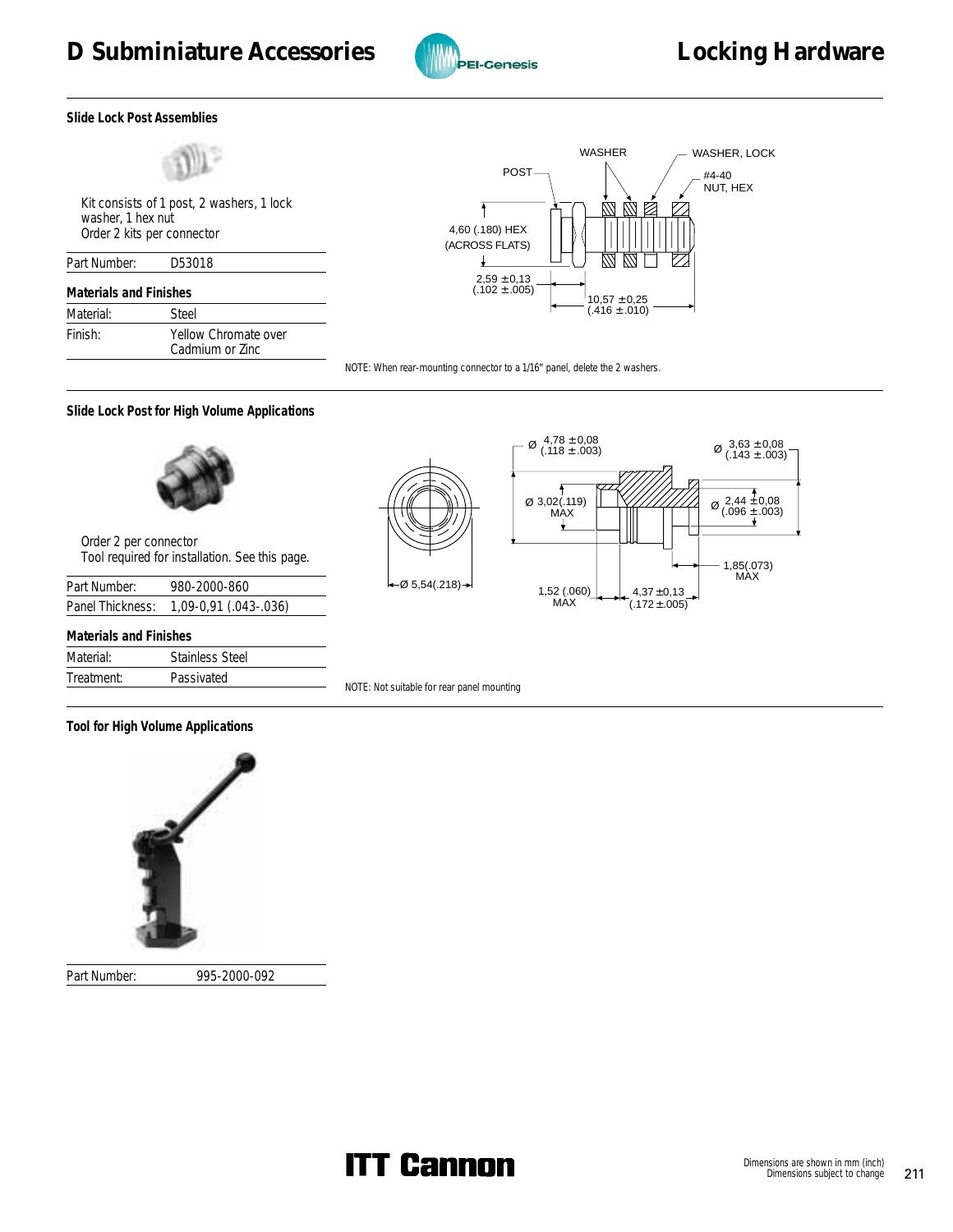# D Subminiature Accessories

# Locking Hardware

### Slide Lock Post Assemblies

Kit consists of 1 post, 2 washers, 1 lock washer, 1 hex nut
Order 2 kits per connector

| Part Number: | D53018 |
|---|---|

**Materials and Finishes**

| Material: | Steel |
|---|---|
| Finish: | Yellow Chromate over Cadmium or Zinc |

WASHER
WASHER, LOCK
POST
#4-40 NUT, HEX
4,60 (.180) HEX (ACROSS FLATS)
2,59 ±0,13 (.102 ±.005)
10,57 ±0,25 (.416 ±.010)

NOTE: When rear-mounting connector to a 1/16" panel, delete the 2 washers.

### Slide Lock Post for High Volume Applications

Order 2 per connector
Tool required for installation. See this page.

| Part Number: | 980-2000-860 |
|---|---|
| Panel Thickness: | 1,09-0,91 (.043-.036) |

**Materials and Finishes**

| Material: | Stainless Steel |
|---|---|
| Treatment: | Passivated |

Ø 4,78 ±0,08 (.118 ±.003)
Ø 3,63 ±0,08 (.143 ±.003)
Ø 3,02(.119) MAX
Ø 2,44 ±0,08 (.096 ±.003)
Ø 5,54(.218)
1,85(.073) MAX
1,52 (.060) MAX
4,37 ±0,13 (.172 ±.005)

NOTE: Not suitable for rear panel mounting

### Tool for High Volume Applications

| Part Number: | 995-2000-092 |
|---|---|

ITT Cannon

Dimensions are shown in mm (inch)
Dimensions subject to change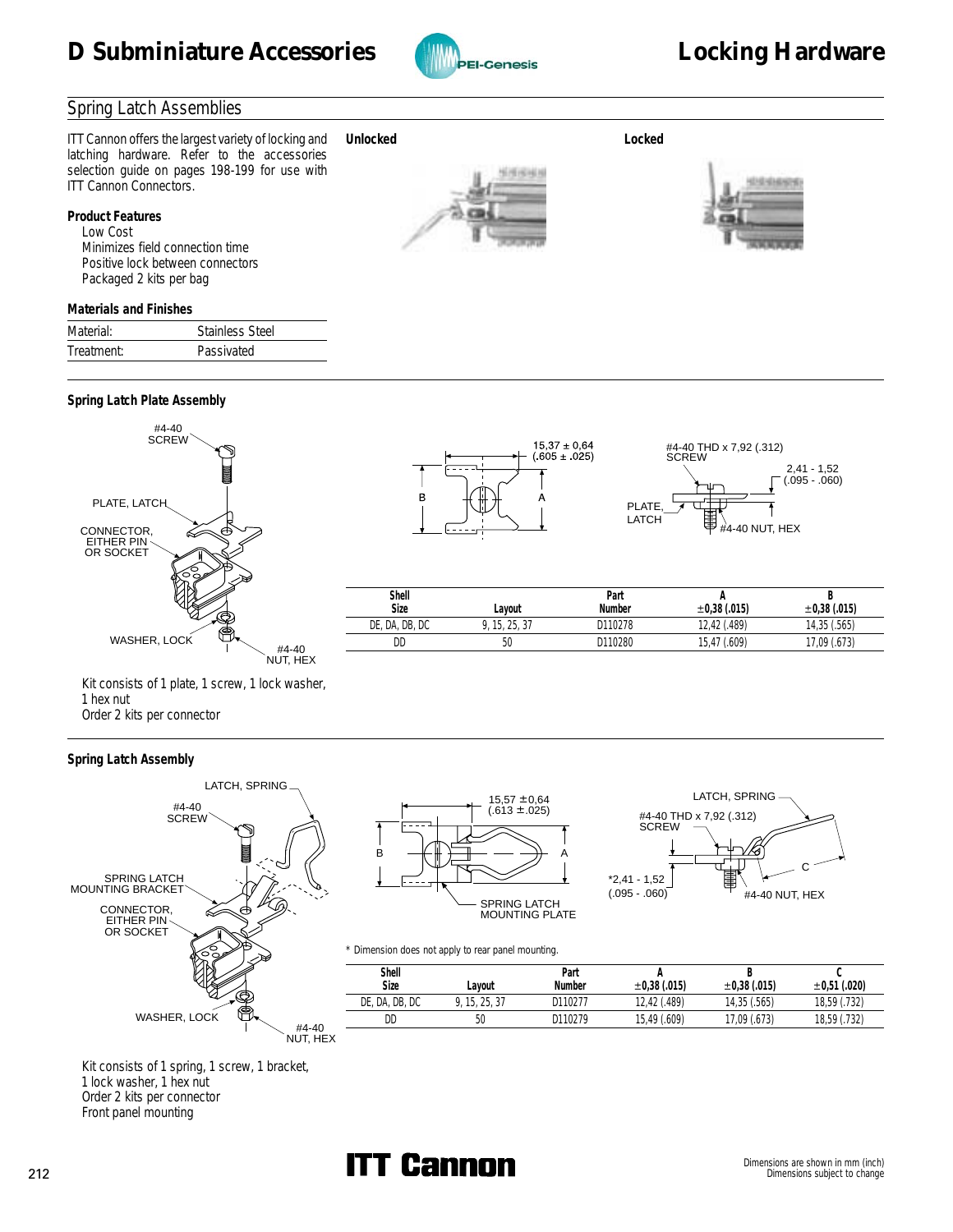# D Subminiature Accessories — Locking Hardware

## Spring Latch Assemblies

ITT Cannon offers the largest variety of locking and latching hardware. Refer to the accessories selection guide on pages 198-199 for use with ITT Cannon Connectors.

**Unlocked** **Locked**

**Product Features**

- Low Cost
- Minimizes field connection time
- Positive lock between connectors
- Packaged 2 kits per bag

**Materials and Finishes**

| Material: | Stainless Steel |
|---|---|
| Treatment: | Passivated |

### Spring Latch Plate Assembly

#4-40 SCREW, PLATE, LATCH, CONNECTOR, EITHER PIN OR SOCKET, WASHER, LOCK, #4-40 NUT, HEX

15,37 ± 0,64 (.605 ± .025)

#4-40 THD x 7,92 (.312) SCREW; PLATE, LATCH; 2,41 - 1,52 (.095 - .060); #4-40 NUT, HEX

| Shell Size | Layout | Part Number | A ±0,38 (.015) | B ±0,38 (.015) |
|---|---|---|---|---|
| DE, DA, DB, DC | 9, 15, 25, 37 | D110278 | 12,42 (.489) | 14,35 (.565) |
| DD | 50 | D110280 | 15,47 (.609) | 17,09 (.673) |

Kit consists of 1 plate, 1 screw, 1 lock washer, 1 hex nut
Order 2 kits per connector

### Spring Latch Assembly

LATCH, SPRING; #4-40 SCREW; SPRING LATCH MOUNTING BRACKET; CONNECTOR, EITHER PIN OR SOCKET; WASHER, LOCK; #4-40 NUT, HEX

15,57 ± 0,64 (.613 ± .025); SPRING LATCH MOUNTING PLATE

LATCH, SPRING; #4-40 THD x 7,92 (.312) SCREW; *2,41 - 1,52 (.095 - .060); #4-40 NUT, HEX

\* Dimension does not apply to rear panel mounting.

| Shell Size | Layout | Part Number | A ±0,38 (.015) | B ±0,38 (.015) | C ±0,51 (.020) |
|---|---|---|---|---|---|
| DE, DA, DB, DC | 9, 15, 25, 37 | D110277 | 12,42 (.489) | 14,35 (.565) | 18,59 (.732) |
| DD | 50 | D110279 | 15,49 (.609) | 17,09 (.673) | 18,59 (.732) |

Kit consists of 1 spring, 1 screw, 1 bracket, 1 lock washer, 1 hex nut
Order 2 kits per connector
Front panel mounting

Dimensions are shown in mm (inch)
Dimensions subject to change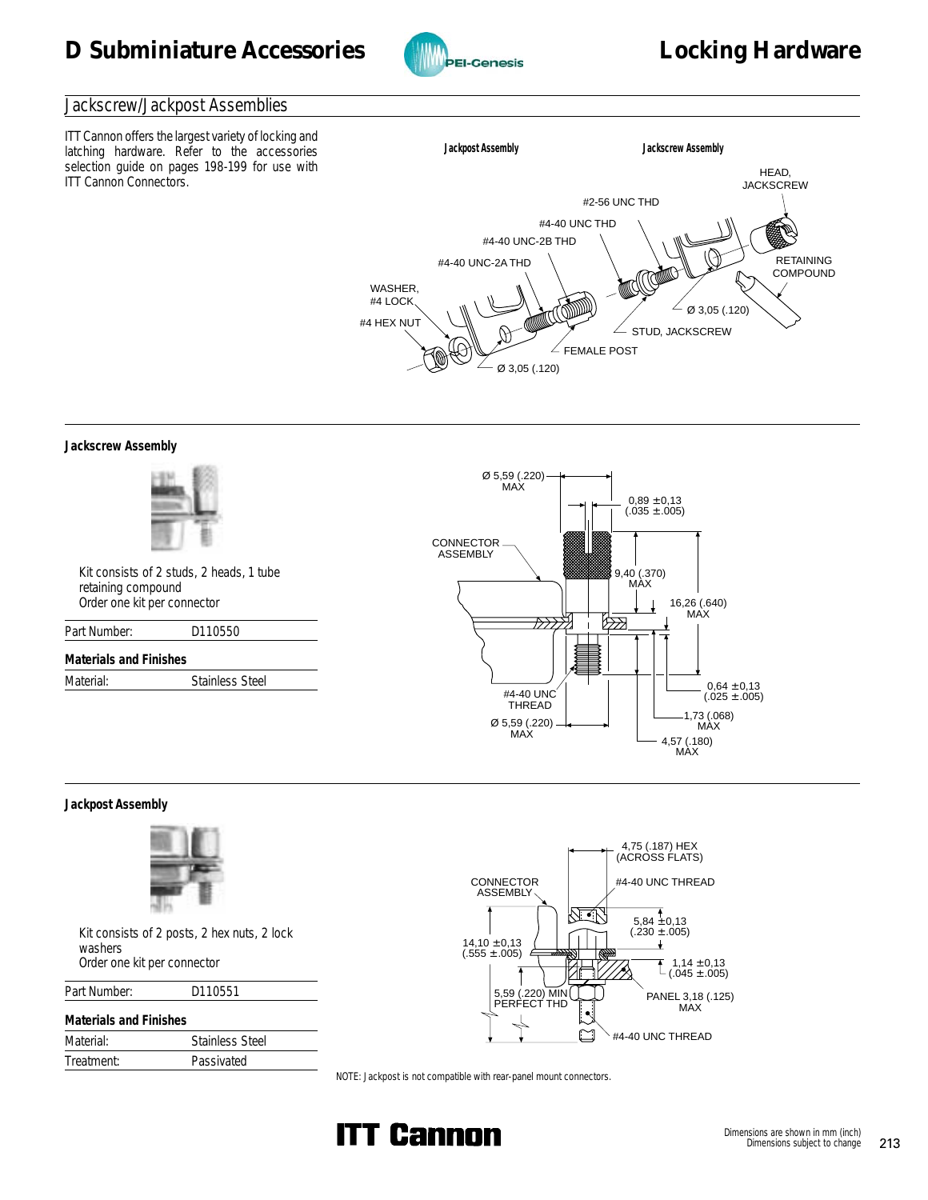## Jackscrew/Jackpost Assemblies

ITT Cannon offers the largest variety of locking and latching hardware. Refer to the accessories selection guide on pages 198-199 for use with ITT Cannon Connectors.

**Jackpost Assembly** **Jackscrew Assembly**

HEAD, JACKSCREW
#2-56 UNC THD
#4-40 UNC THD
#4-40 UNC-2B THD
#4-40 UNC-2A THD
RETAINING COMPOUND
WASHER, #4 LOCK
#4 HEX NUT
Ø 3,05 (.120)
STUD, JACKSCREW
FEMALE POST
Ø 3,05 (.120)

### Jackscrew Assembly

Kit consists of 2 studs, 2 heads, 1 tube retaining compound
Order one kit per connector

| Part Number: | D110550 |
|---|---|

**Materials and Finishes**

| Material: | Stainless Steel |
|---|---|

Ø 5,59 (.220) MAX
0,89 ±0,13 (.035 ±.005)
CONNECTOR ASSEMBLY
9,40 (.370) MAX
16,26 (.640) MAX
0,64 ±0,13 (.025 ±.005)
#4-40 UNC THREAD
1,73 (.068) MAX
Ø 5,59 (.220) MAX
4,57 (.180) MAX

### Jackpost Assembly

Kit consists of 2 posts, 2 hex nuts, 2 lock washers
Order one kit per connector

| Part Number: | D110551 |
|---|---|

**Materials and Finishes**

| Material: | Stainless Steel |
|---|---|
| Treatment: | Passivated |

4,75 (.187) HEX (ACROSS FLATS)
CONNECTOR ASSEMBLY
#4-40 UNC THREAD
5,84 ±0,13 (.230 ±.005)
14,10 ±0,13 (.555 ±.005)
1,14 ±0,13 (.045 ±.005)
5,59 (.220) MIN PERFECT THD
PANEL 3,18 (.125) MAX
#4-40 UNC THREAD

NOTE: Jackpost is not compatible with rear-panel mount connectors.

Dimensions are shown in mm (inch)
Dimensions subject to change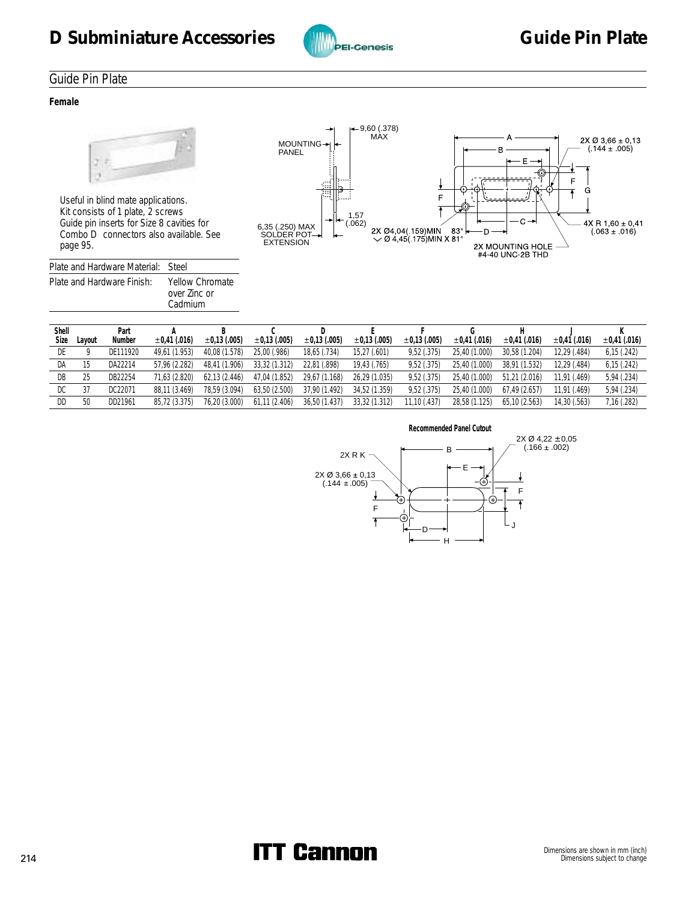# D Subminiature Accessories — Guide Pin Plate

## Guide Pin Plate

**Female**

Useful in blind mate applications. Kit consists of 1 plate, 2 screws Guide pin inserts for Size 8 cavities for Combo D connectors also available. See page 95.

| Plate and Hardware Material: | Steel |
|---|---|
| Plate and Hardware Finish: | Yellow Chromate over Zinc or Cadmium |

MOUNTING PANEL
9,60 (.378) MAX
1,57 (.062)
6,35 (.250) MAX SOLDER POT EXTENSION
2X Ø 3,66 ± 0,13 (.144 ± .005)
2X Ø4,04(.159)MIN 83°
Ø 4,45(.175)MIN X 81°
2X MOUNTING HOLE #4-40 UNC-2B THD
4X R 1,60 ± 0,41 (.063 ± .016)

| Shell Size | Layout | Part Number | A ±0,41 (.016) | B ±0,13 (.005) | C ±0,13 (.005) | D ±0,13 (.005) | E ±0,13 (.005) | F ±0,13 (.005) | G ±0,41 (.016) | H ±0,41 (.016) | J ±0,41 (.016) | K ±0,41 (.016) |
|---|---|---|---|---|---|---|---|---|---|---|---|---|
| DE | 9 | DE111920 | 49,61 (1.953) | 40,08 (1.578) | 25,00 (.986) | 18,65 (.734) | 15,27 (.601) | 9,52 (.375) | 25,40 (1.000) | 30,58 (1.204) | 12,29 (.484) | 6,15 (.242) |
| DA | 15 | DA22214 | 57,96 (2.282) | 48,41 (1.906) | 33,32 (1.312) | 22,81 (.898) | 19,43 (.765) | 9,52 (.375) | 25,40 (1.000) | 38,91 (1.532) | 12,29 (.484) | 6,15 (.242) |
| DB | 25 | DB22254 | 71,63 (2.820) | 62,13 (2.446) | 47,04 (1.852) | 29,67 (1.168) | 26,29 (1.035) | 9,52 (.375) | 25,40 (1.000) | 51,21 (2.016) | 11,91 (.469) | 5,94 (.234) |
| DC | 37 | DC22071 | 88,11 (3.469) | 78,59 (3.094) | 63,50 (2.500) | 37,90 (1.492) | 34,52 (1.359) | 9,52 (.375) | 25,40 (1.000) | 67,49 (2.657) | 11,91 (.469) | 5,94 (.234) |
| DD | 50 | DD21961 | 85,72 (3.375) | 76,20 (3.000) | 61,11 (2.406) | 36,50 (1.437) | 33,32 (1.312) | 11,10 (.437) | 28,58 (1.125) | 65,10 (2.563) | 14,30 (.563) | 7,16 (.282) |

**Recommended Panel Cutout**

2X R K
2X Ø 3,66 ± 0,13 (.144 ± .005)
2X Ø 4,22 ±0,05 (.166 ± .002)

Dimensions are shown in mm (inch)
Dimensions subject to change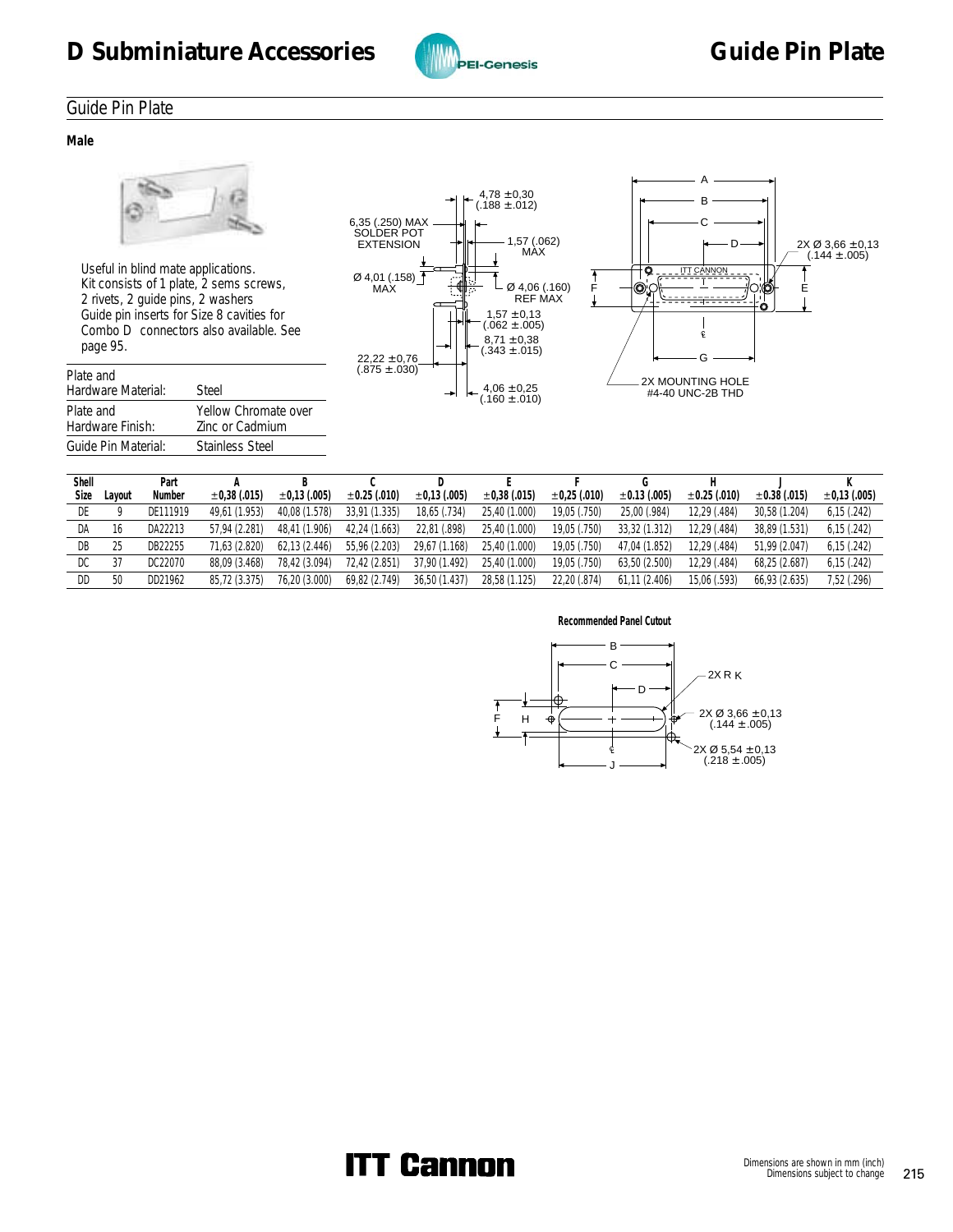# D Subminiature Accessories — Guide Pin Plate

## Guide Pin Plate

### Male

Useful in blind mate applications.
Kit consists of 1 plate, 2 sems screws, 2 rivets, 2 guide pins, 2 washers
Guide pin inserts for Size 8 cavities for Combo D connectors also available. See page 95.

| | |
|---|---|
| Plate and Hardware Material: | Steel |
| Plate and Hardware Finish: | Yellow Chromate over Zinc or Cadmium |
| Guide Pin Material: | Stainless Steel |

6,35 (.250) MAX SOLDER POT EXTENSION
4,78 ±0,30 (.188 ±.012)
1,57 (.062) MAX
Ø 4,01 (.158) MAX
Ø 4,06 (.160) REF MAX
1,57 ±0,13 (.062 ±.005)
8,71 ±0,38 (.343 ±.015)
22,22 ±0,76 (.875 ±.030)
4,06 ±0,25 (.160 ±.010)

2X Ø 3,66 ±0,13 (.144 ±.005)
2X MOUNTING HOLE #4-40 UNC-2B THD

| Shell Size | Layout | Part Number | A ±0,38 (.015) | B ±0,13 (.005) | C ±0.25 (.010) | D ±0,13 (.005) | E ±0,38 (.015) | F ±0,25 (.010) | G ±0.13 (.005) | H ±0.25 (.010) | J ±0.38 (.015) | K ±0,13 (.005) |
|---|---|---|---|---|---|---|---|---|---|---|---|---|
| DE | 9 | DE111919 | 49,61 (1.953) | 40,08 (1.578) | 33,91 (1.335) | 18,65 (.734) | 25,40 (1.000) | 19,05 (.750) | 25,00 (.984) | 12,29 (.484) | 30,58 (1.204) | 6,15 (.242) |
| DA | 16 | DA22213 | 57,94 (2.281) | 48,41 (1.906) | 42,24 (1.663) | 22,81 (.898) | 25,40 (1.000) | 19,05 (.750) | 33,32 (1.312) | 12,29 (.484) | 38,89 (1.531) | 6,15 (.242) |
| DB | 25 | DB22255 | 71,63 (2.820) | 62,13 (2.446) | 55,96 (2.203) | 29,67 (1.168) | 25,40 (1.000) | 19,05 (.750) | 47,04 (1.852) | 12,29 (.484) | 51,99 (2.047) | 6,15 (.242) |
| DC | 37 | DC22070 | 88,09 (3.468) | 78,42 (3.094) | 72,42 (2.851) | 37,90 (1.492) | 25,40 (1.000) | 19,05 (.750) | 63,50 (2.500) | 12,29 (.484) | 68,25 (2.687) | 6,15 (.242) |
| DD | 50 | DD21962 | 85,72 (3.375) | 76,20 (3.000) | 69,82 (2.749) | 36,50 (1.437) | 28,58 (1.125) | 22,20 (.874) | 61,11 (2.406) | 15,06 (.593) | 66,93 (2.635) | 7,52 (.296) |

**Recommended Panel Cutout**

2X R K
2X Ø 3,66 ±0,13 (.144 ±.005)
2X Ø 5,54 ±0,13 (.218 ±.005)

Dimensions are shown in mm (inch)
Dimensions subject to change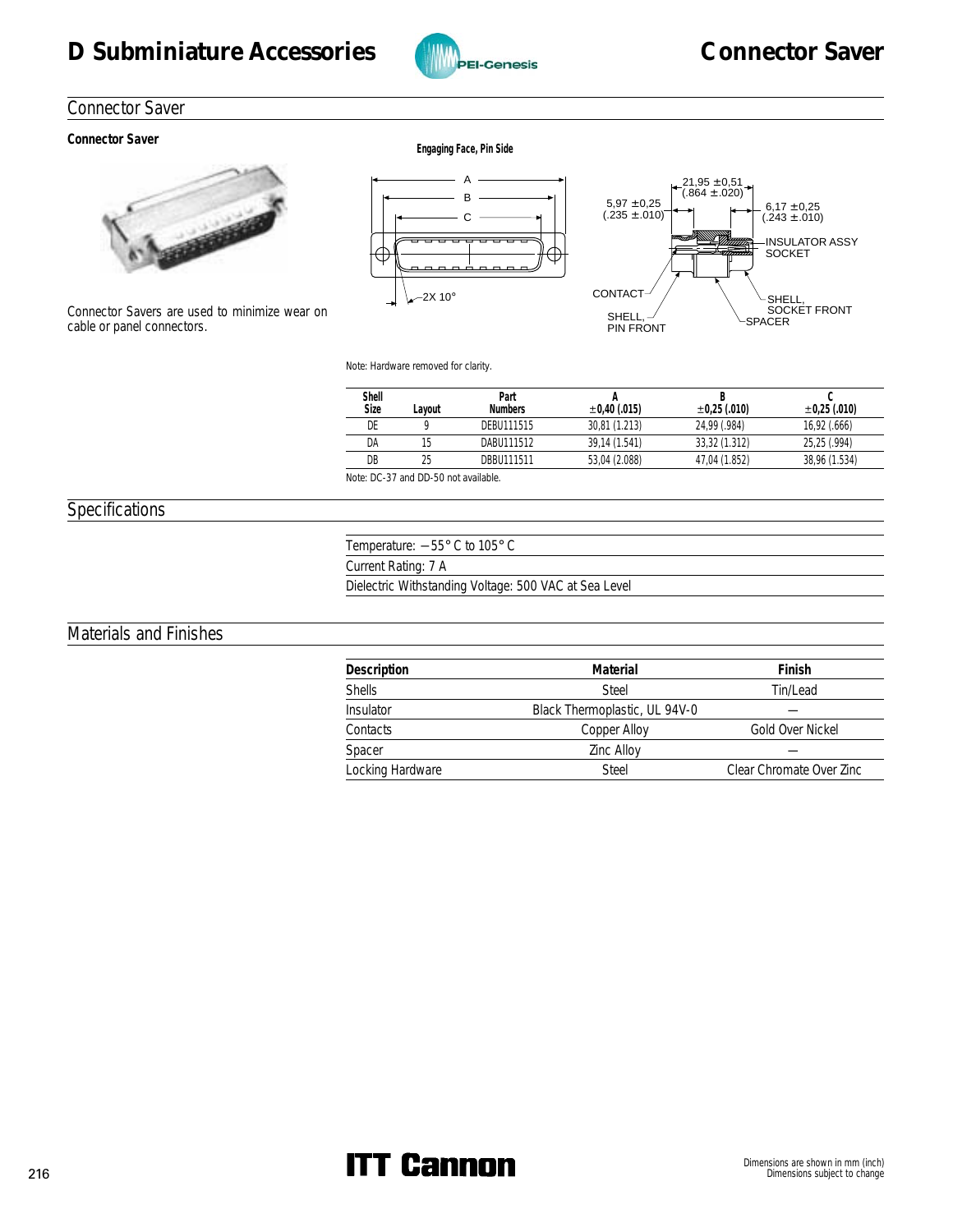# D Subminiature Accessories — Connector Saver

## Connector Saver

**Connector Saver**

Connector Savers are used to minimize wear on cable or panel connectors.

**Engaging Face, Pin Side**

A
B
C
2X 10°

21,95 ±0,51 (.864 ±.020)
5,97 ±0,25 (.235 ±.010)
6,17 ±0,25 (.243 ±.010)
INSULATOR ASSY SOCKET
CONTACT
SHELL, PIN FRONT
SHELL, SOCKET FRONT
SPACER

Note: Hardware removed for clarity.

| Shell Size | Layout | Part Numbers | A ±0,40 (.015) | B ±0,25 (.010) | C ±0,25 (.010) |
|---|---|---|---|---|---|
| DE | 9 | DEBU111515 | 30,81 (1.213) | 24,99 (.984) | 16,92 (.666) |
| DA | 15 | DABU111512 | 39,14 (1.541) | 33,32 (1.312) | 25,25 (.994) |
| DB | 25 | DBBU111511 | 53,04 (2.088) | 47,04 (1.852) | 38,96 (1.534) |

Note: DC-37 and DD-50 not available.

## Specifications

Temperature: −55° C to 105° C

Current Rating: 7 A

Dielectric Withstanding Voltage: 500 VAC at Sea Level

## Materials and Finishes

| Description | Material | Finish |
|---|---|---|
| Shells | Steel | Tin/Lead |
| Insulator | Black Thermoplastic, UL 94V-0 | — |
| Contacts | Copper Alloy | Gold Over Nickel |
| Spacer | Zinc Alloy | — |
| Locking Hardware | Steel | Clear Chromate Over Zinc |

Dimensions are shown in mm (inch)
Dimensions subject to change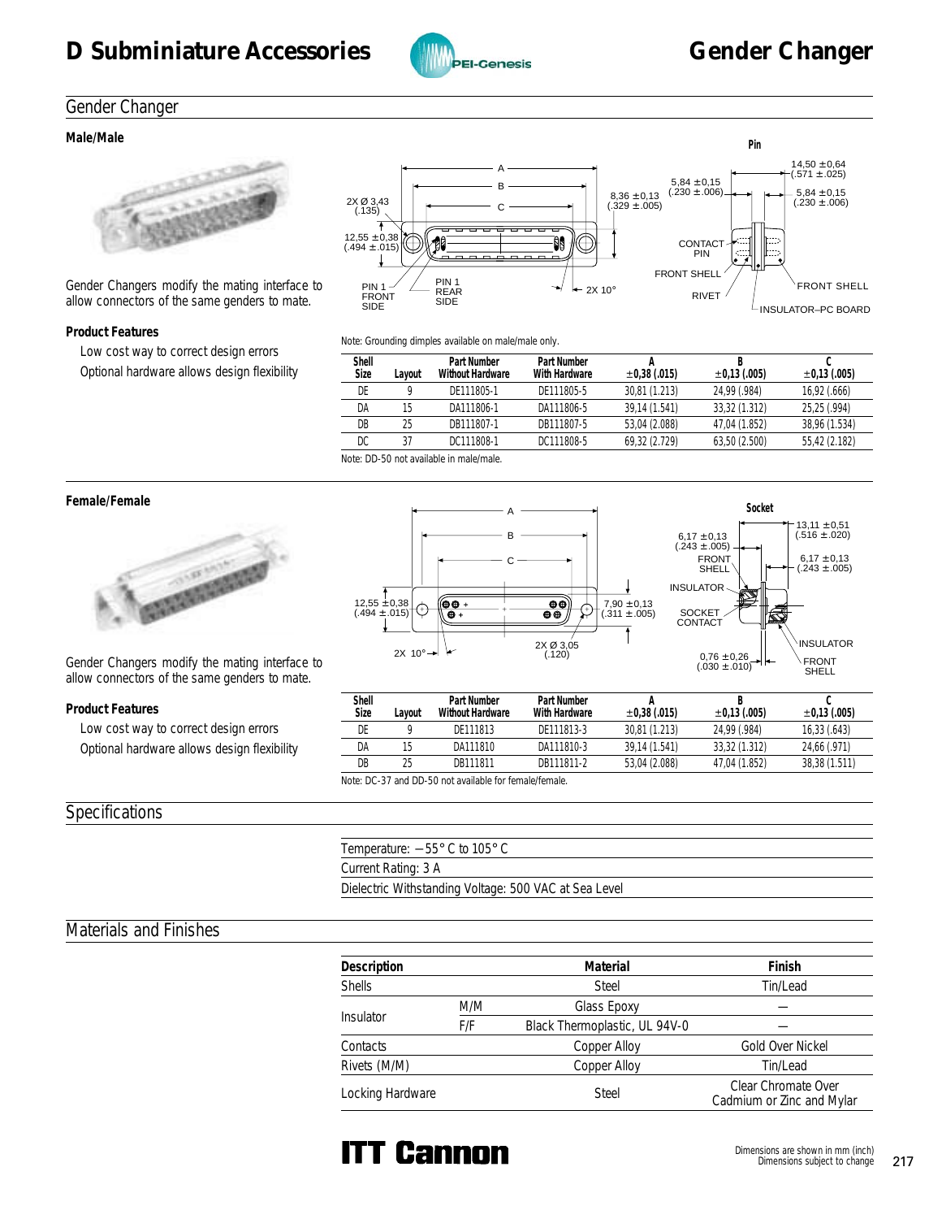# D Subminiature Accessories — Gender Changer

## Gender Changer

### Male/Male

Gender Changers modify the mating interface to allow connectors of the same genders to mate.

**Product Features**

- Low cost way to correct design errors
- Optional hardware allows design flexibility

Note: Grounding dimples available on male/male only.

| Shell Size | Layout | Part Number Without Hardware | Part Number With Hardware | A ±0,38 (.015) | B ±0,13 (.005) | C ±0,13 (.005) |
|---|---|---|---|---|---|---|
| DE | 9 | DE111805-1 | DE111805-5 | 30,81 (1.213) | 24,99 (.984) | 16,92 (.666) |
| DA | 15 | DA111806-1 | DA111806-5 | 39,14 (1.541) | 33,32 (1.312) | 25,25 (.994) |
| DB | 25 | DB111807-1 | DB111807-5 | 53,04 (2.088) | 47,04 (1.852) | 38,96 (1.534) |
| DC | 37 | DC111808-1 | DC111808-5 | 69,32 (2.729) | 63,50 (2.500) | 55,42 (2.182) |

Note: DD-50 not available in male/male.

### Female/Female

Gender Changers modify the mating interface to allow connectors of the same genders to mate.

**Product Features**

- Low cost way to correct design errors
- Optional hardware allows design flexibility

| Shell Size | Layout | Part Number Without Hardware | Part Number With Hardware | A ±0,38 (.015) | B ±0,13 (.005) | C ±0,13 (.005) |
|---|---|---|---|---|---|---|
| DE | 9 | DE111813 | DE111813-3 | 30,81 (1.213) | 24,99 (.984) | 16,33 (.643) |
| DA | 15 | DA111810 | DA111810-3 | 39,14 (1.541) | 33,32 (1.312) | 24,66 (.971) |
| DB | 25 | DB111811 | DB111811-2 | 53,04 (2.088) | 47,04 (1.852) | 38,38 (1.511) |

Note: DC-37 and DD-50 not available for female/female.

## Specifications

| |
|---|
| Temperature: −55° C to 105° C |
| Current Rating: 3 A |
| Dielectric Withstanding Voltage: 500 VAC at Sea Level |

## Materials and Finishes

| Description | | Material | Finish |
|---|---|---|---|
| Shells | | Steel | Tin/Lead |
| Insulator | M/M | Glass Epoxy | — |
| | F/F | Black Thermoplastic, UL 94V-0 | — |
| Contacts | | Copper Alloy | Gold Over Nickel |
| Rivets (M/M) | | Copper Alloy | Tin/Lead |
| Locking Hardware | | Steel | Clear Chromate Over Cadmium or Zinc and Mylar |

Dimensions are shown in mm (inch)
Dimensions subject to change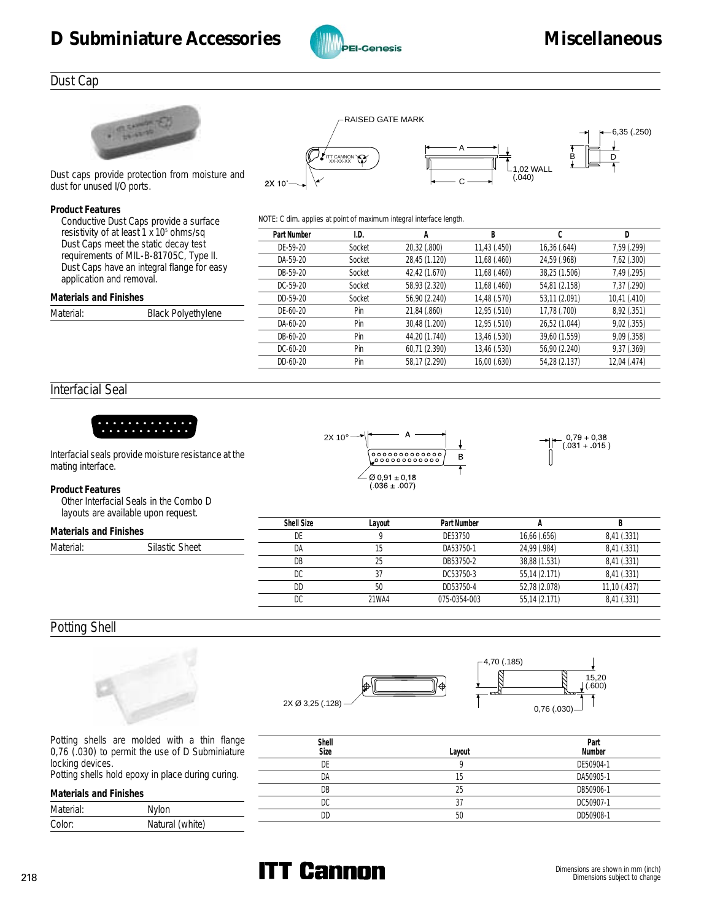# D Subminiature Accessories

# Miscellaneous

## Dust Cap

Dust caps provide protection from moisture and dust for unused I/O ports.

**Product Features**

Conductive Dust Caps provide a surface resistivity of at least 1 x $10^5$ ohms/sq
Dust Caps meet the static decay test requirements of MIL-B-81705C, Type II.
Dust Caps have an integral flange for easy application and removal.

**Materials and Finishes**

| | |
|---|---|
| Material: | Black Polyethylene |

RAISED GATE MARK

ITT CANNON XX-XX-XX

2X 10°

A

C

1,02 WALL (.040)

6,35 (.250)

B

D

NOTE: C dim. applies at point of maximum integral interface length.

| Part Number | I.D. | A | B | C | D |
|---|---|---|---|---|---|
| DE-59-20 | Socket | 20,32 (.800) | 11,43 (.450) | 16,36 (.644) | 7,59 (.299) |
| DA-59-20 | Socket | 28,45 (1.120) | 11,68 (.460) | 24,59 (.968) | 7,62 (.300) |
| DB-59-20 | Socket | 42,42 (1.670) | 11,68 (.460) | 38,25 (1.506) | 7,49 (.295) |
| DC-59-20 | Socket | 58,93 (2.320) | 11,68 (.460) | 54,81 (2.158) | 7,37 (.290) |
| DD-59-20 | Socket | 56,90 (2.240) | 14,48 (.570) | 53,11 (2.091) | 10,41 (.410) |
| DE-60-20 | Pin | 21,84 (.860) | 12,95 (.510) | 17,78 (.700) | 8,92 (.351) |
| DA-60-20 | Pin | 30,48 (1.200) | 12,95 (.510) | 26,52 (1.044) | 9,02 (.355) |
| DB-60-20 | Pin | 44,20 (1.740) | 13,46 (.530) | 39,60 (1.559) | 9,09 (.358) |
| DC-60-20 | Pin | 60,71 (2.390) | 13,46 (.530) | 56,90 (2.240) | 9,37 (.369) |
| DD-60-20 | Pin | 58,17 (2.290) | 16,00 (.630) | 54,28 (2.137) | 12,04 (.474) |

## Interfacial Seal

Interfacial seals provide moisture resistance at the mating interface.

**Product Features**

Other Interfacial Seals in the Combo D layouts are available upon request.

**Materials and Finishes**

| | |
|---|---|
| Material: | Silastic Sheet |

2X 10°

A

B

Ø 0,91 ± 0,18 (.036 ± .007)

0,79 + 0,38 (.031 + .015 )

| Shell Size | Layout | Part Number | A | B |
|---|---|---|---|---|
| DE | 9 | DE53750 | 16,66 (.656) | 8,41 (.331) |
| DA | 15 | DA53750-1 | 24,99 (.984) | 8,41 (.331) |
| DB | 25 | DB53750-2 | 38,88 (1.531) | 8,41 (.331) |
| DC | 37 | DC53750-3 | 55,14 (2.171) | 8,41 (.331) |
| DD | 50 | DD53750-4 | 52,78 (2.078) | 11,10 (.437) |
| DC | 21WA4 | 075-0354-003 | 55,14 (2.171) | 8,41 (.331) |

## Potting Shell

Potting shells are molded with a thin flange 0,76 (.030) to permit the use of D Subminiature locking devices.
Potting shells hold epoxy in place during curing.

**Materials and Finishes**

| | |
|---|---|
| Material: | Nylon |
| Color: | Natural (white) |

2X Ø 3,25 (.128)

4,70 (.185)

15,20 (.600)

0,76 (.030)

| Shell Size | Layout | Part Number |
|---|---|---|
| DE | 9 | DE50904-1 |
| DA | 15 | DA50905-1 |
| DB | 25 | DB50906-1 |
| DC | 37 | DC50907-1 |
| DD | 50 | DD50908-1 |

Dimensions are shown in mm (inch)
Dimensions subject to change